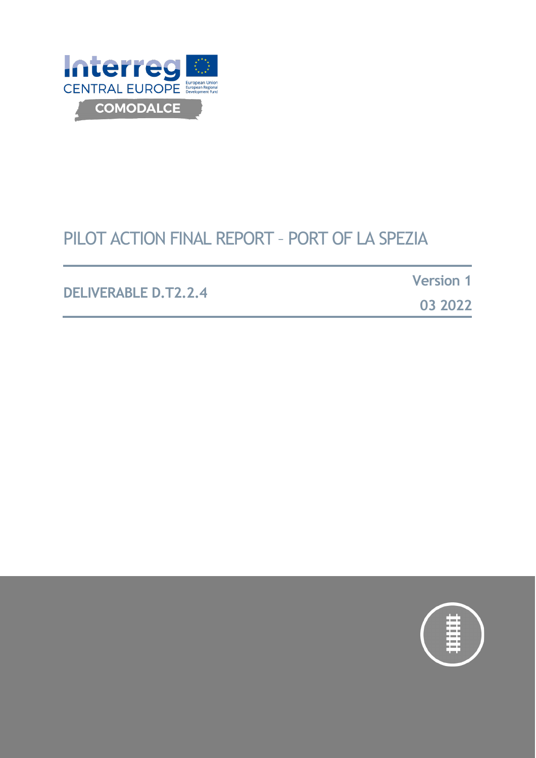Interreg CENTRAL EUROPE

European Union European Regional Development Fund

COMODALCE

# PILOT ACTION FINAL REPORT – PORT OF LA SPEZIA

**DELIVERABLE D.T2.2.4**

**Version 1**

**03 2022**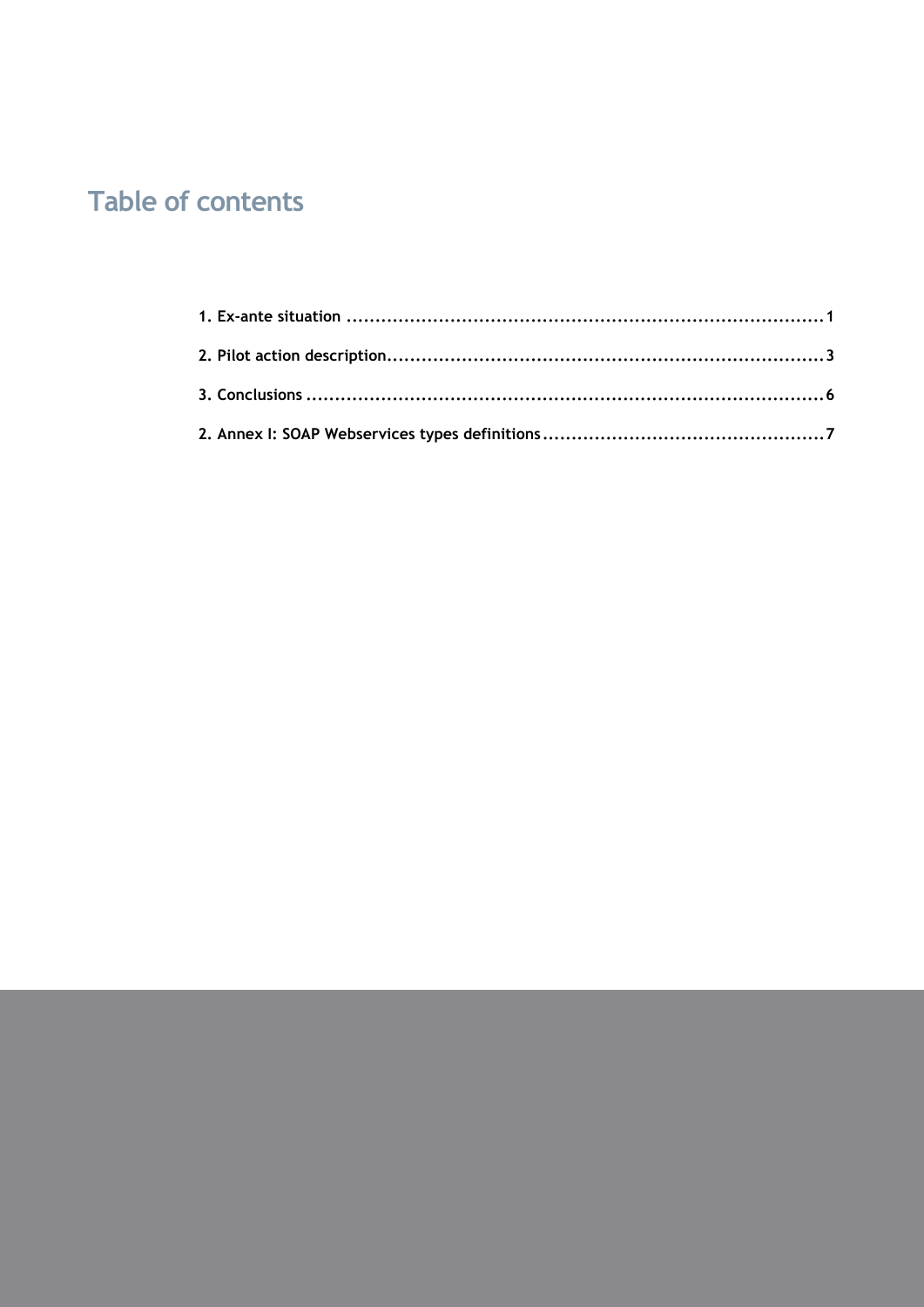# Table of contents

**1. Ex-ante situation ..................................................................................1**

**2. Pilot action description...........................................................................3**

**3. Conclusions ..........................................................................................6**

**2. Annex I: SOAP Webservices types definitions.................................................7**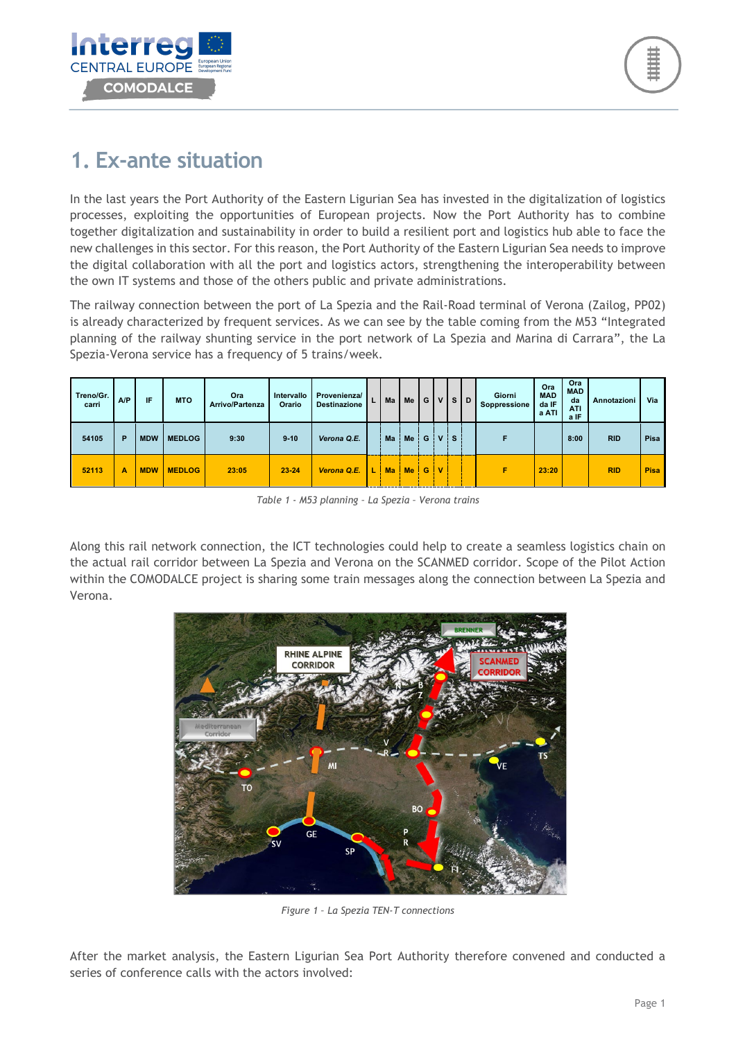# 1. Ex-ante situation

In the last years the Port Authority of the Eastern Ligurian Sea has invested in the digitalization of logistics processes, exploiting the opportunities of European projects. Now the Port Authority has to combine together digitalization and sustainability in order to build a resilient port and logistics hub able to face the new challenges in this sector. For this reason, the Port Authority of the Eastern Ligurian Sea needs to improve the digital collaboration with all the port and logistics actors, strengthening the interoperability between the own IT systems and those of the others public and private administrations.

The railway connection between the port of La Spezia and the Rail-Road terminal of Verona (Zailog, PP02) is already characterized by frequent services. As we can see by the table coming from the M53 "Integrated planning of the railway shunting service in the port network of La Spezia and Marina di Carrara", the La Spezia-Verona service has a frequency of 5 trains/week.

| Treno/Gr. carri | A/P | IF | MTO | Ora Arrivo/Partenza | Intervallo Orario | Provenienza/ Destinazione | L | Ma | Me | G | V | S | D | Giorni Soppressione | Ora MAD da IF a ATI | Ora MAD da ATI a IF | Annotazioni | Via |
|---|---|---|---|---|---|---|---|---|---|---|---|---|---|---|---|---|---|---|
| 54105 | P | MDW | MEDLOG | 9:30 | 9-10 | *Verona Q.E.* | | Ma | Me | G | V | S | | F | | 8:00 | RID | Pisa |
| 52113 | A | MDW | MEDLOG | 23:05 | 23-24 | *Verona Q.E.* | L | Ma | Me | G | V | | | F | 23:20 | | RID | Pisa |

*Table 1 - M53 planning - La Spezia - Verona trains*

Along this rail network connection, the ICT technologies could help to create a seamless logistics chain on the actual rail corridor between La Spezia and Verona on the SCANMED corridor. Scope of the Pilot Action within the COMODALCE project is sharing some train messages along the connection between La Spezia and Verona.

*Figure 1 – La Spezia TEN-T connections*

After the market analysis, the Eastern Ligurian Sea Port Authority therefore convened and conducted a series of conference calls with the actors involved: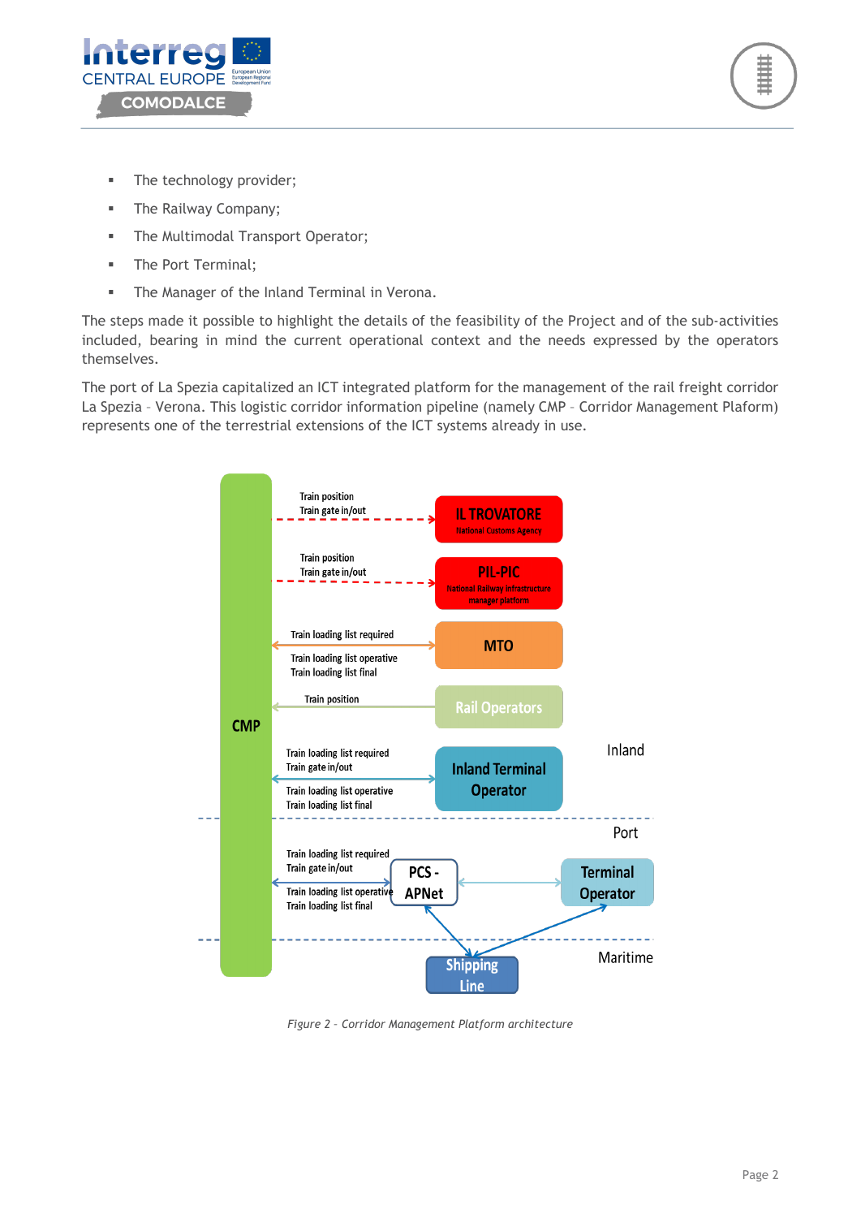- The technology provider;
- The Railway Company;
- The Multimodal Transport Operator;
- The Port Terminal;
- The Manager of the Inland Terminal in Verona.

The steps made it possible to highlight the details of the feasibility of the Project and of the sub-activities included, bearing in mind the current operational context and the needs expressed by the operators themselves.

The port of La Spezia capitalized an ICT integrated platform for the management of the rail freight corridor La Spezia – Verona. This logistic corridor information pipeline (namely CMP – Corridor Management Plaform) represents one of the terrestrial extensions of the ICT systems already in use.

*Figure 2 – Corridor Management Platform architecture*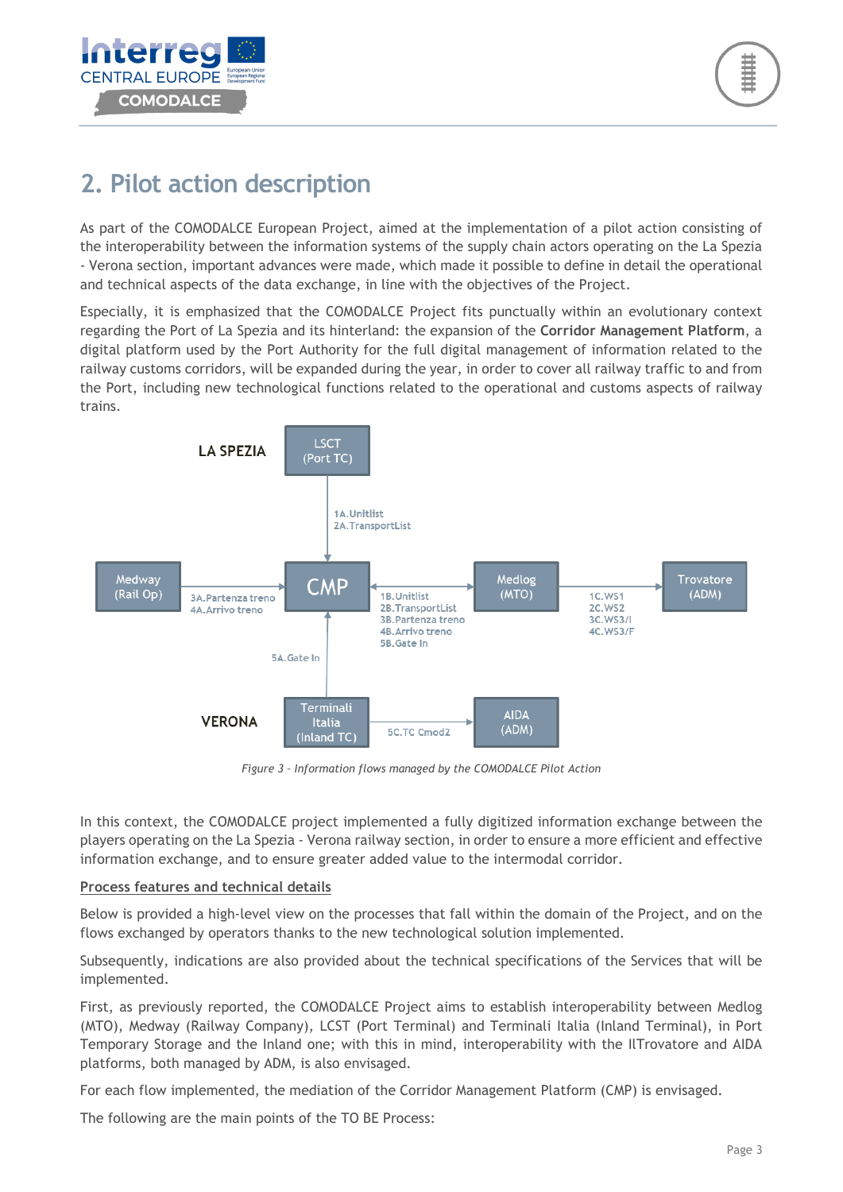# 2. Pilot action description

As part of the COMODALCE European Project, aimed at the implementation of a pilot action consisting of the interoperability between the information systems of the supply chain actors operating on the La Spezia - Verona section, important advances were made, which made it possible to define in detail the operational and technical aspects of the data exchange, in line with the objectives of the Project.

Especially, it is emphasized that the COMODALCE Project fits punctually within an evolutionary context regarding the Port of La Spezia and its hinterland: the expansion of the **Corridor Management Platform**, a digital platform used by the Port Authority for the full digital management of information related to the railway customs corridors, will be expanded during the year, in order to cover all railway traffic to and from the Port, including new technological functions related to the operational and customs aspects of railway trains.

*Figure 3 – Information flows managed by the COMODALCE Pilot Action*

In this context, the COMODALCE project implemented a fully digitized information exchange between the players operating on the La Spezia - Verona railway section, in order to ensure a more efficient and effective information exchange, and to ensure greater added value to the intermodal corridor.

<u>Process features and technical details</u>

Below is provided a high-level view on the processes that fall within the domain of the Project, and on the flows exchanged by operators thanks to the new technological solution implemented.

Subsequently, indications are also provided about the technical specifications of the Services that will be implemented.

First, as previously reported, the COMODALCE Project aims to establish interoperability between Medlog (MTO), Medway (Railway Company), LCST (Port Terminal) and Terminali Italia (Inland Terminal), in Port Temporary Storage and the Inland one; with this in mind, interoperability with the IlTrovatore and AIDA platforms, both managed by ADM, is also envisaged.

For each flow implemented, the mediation of the Corridor Management Platform (CMP) is envisaged.

The following are the main points of the TO BE Process: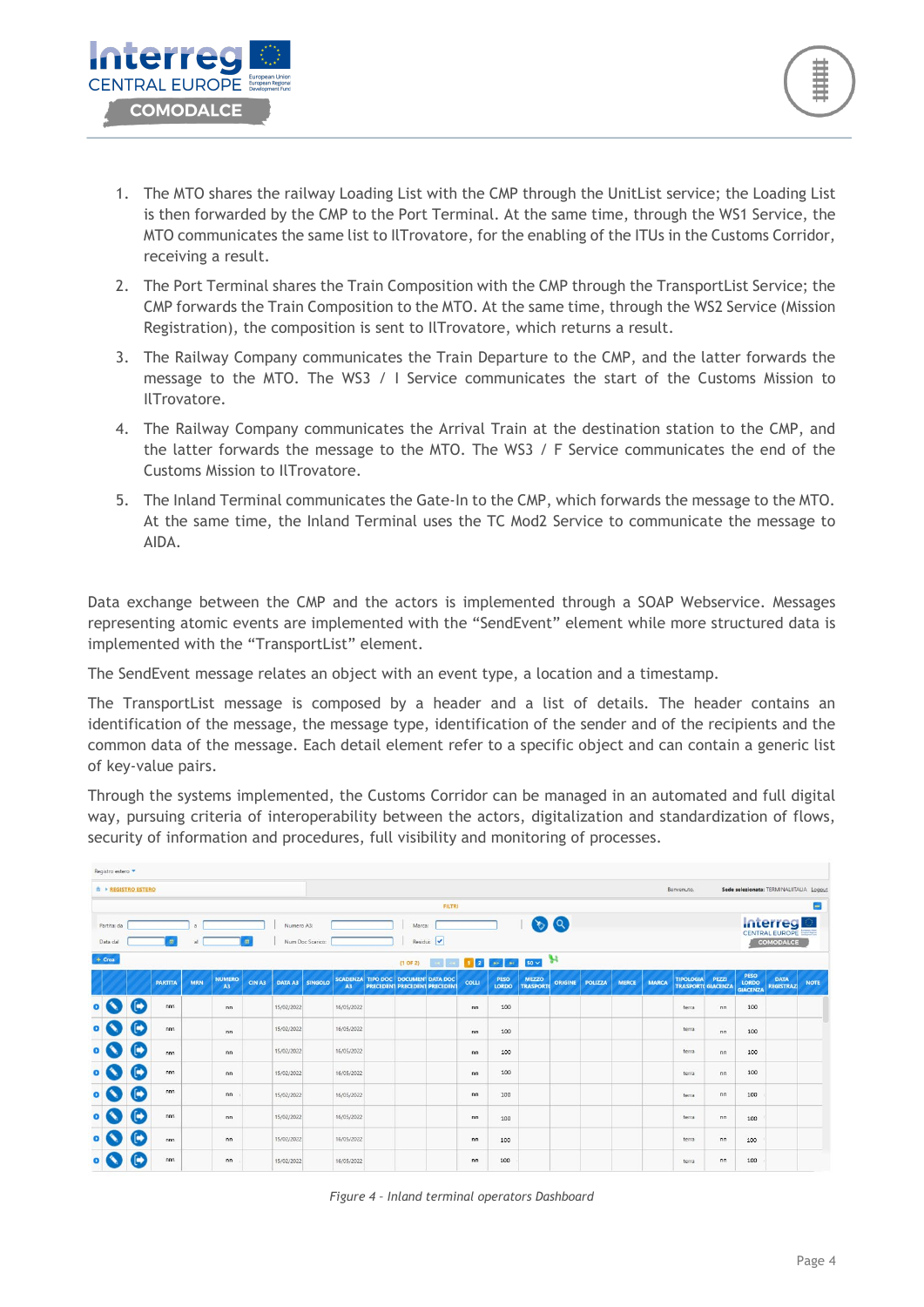1. The MTO shares the railway Loading List with the CMP through the UnitList service; the Loading List is then forwarded by the CMP to the Port Terminal. At the same time, through the WS1 Service, the MTO communicates the same list to IlTrovatore, for the enabling of the ITUs in the Customs Corridor, receiving a result.

2. The Port Terminal shares the Train Composition with the CMP through the TransportList Service; the CMP forwards the Train Composition to the MTO. At the same time, through the WS2 Service (Mission Registration), the composition is sent to IlTrovatore, which returns a result.

3. The Railway Company communicates the Train Departure to the CMP, and the latter forwards the message to the MTO. The WS3 / I Service communicates the start of the Customs Mission to IlTrovatore.

4. The Railway Company communicates the Arrival Train at the destination station to the CMP, and the latter forwards the message to the MTO. The WS3 / F Service communicates the end of the Customs Mission to IlTrovatore.

5. The Inland Terminal communicates the Gate-In to the CMP, which forwards the message to the MTO. At the same time, the Inland Terminal uses the TC Mod2 Service to communicate the message to AIDA.

Data exchange between the CMP and the actors is implemented through a SOAP Webservice. Messages representing atomic events are implemented with the “SendEvent” element while more structured data is implemented with the “TransportList” element.

The SendEvent message relates an object with an event type, a location and a timestamp.

The TransportList message is composed by a header and a list of details. The header contains an identification of the message, the message type, identification of the sender and of the recipients and the common data of the message. Each detail element refer to a specific object and can contain a generic list of key-value pairs.

Through the systems implemented, the Customs Corridor can be managed in an automated and full digital way, pursuing criteria of interoperability between the actors, digitalization and standardization of flows, security of information and procedures, full visibility and monitoring of processes.

*Figure 4 - Inland terminal operators Dashboard*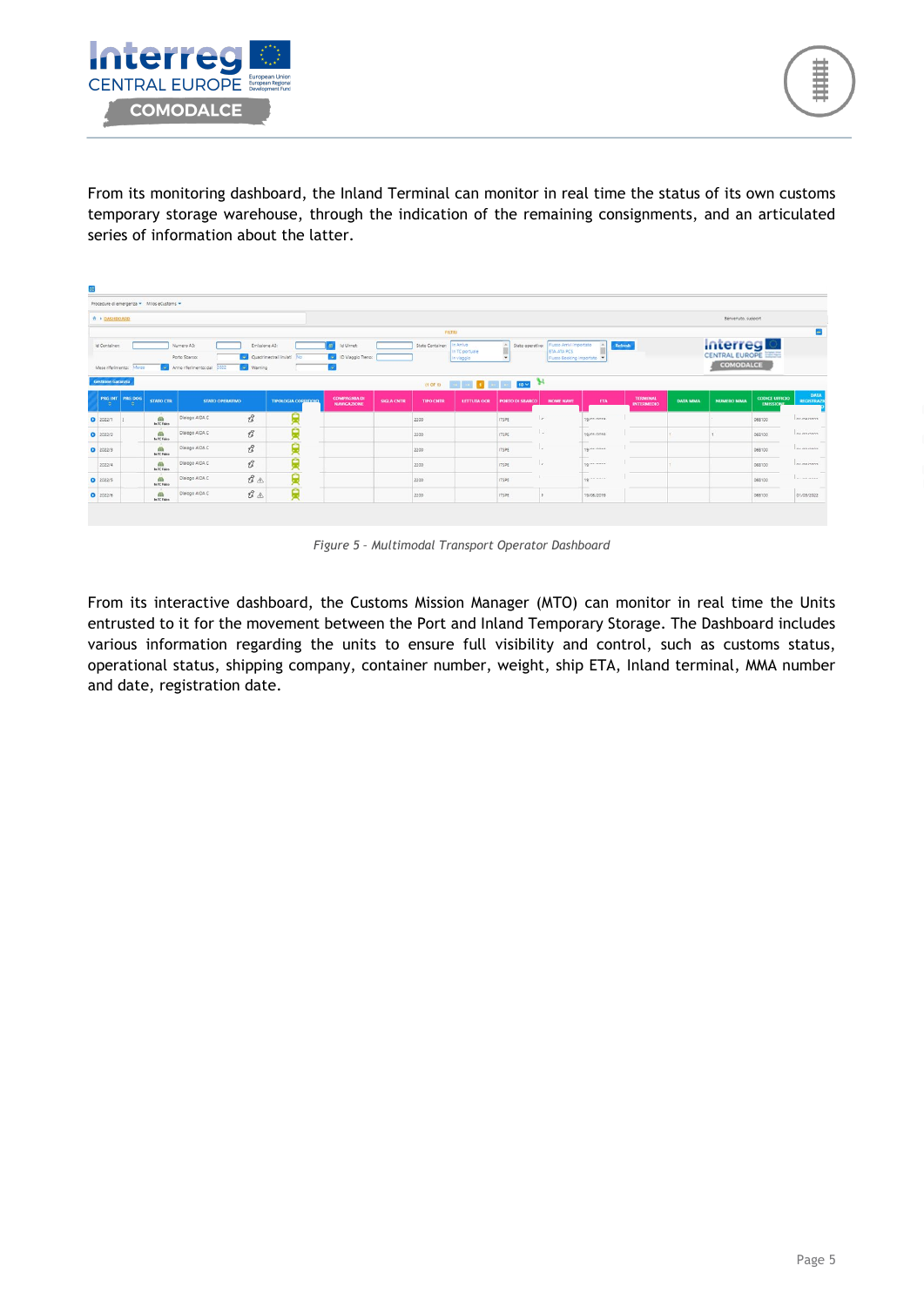From its monitoring dashboard, the Inland Terminal can monitor in real time the status of its own customs temporary storage warehouse, through the indication of the remaining consignments, and an articulated series of information about the latter.

*Figure 5 – Multimodal Transport Operator Dashboard*

From its interactive dashboard, the Customs Mission Manager (MTO) can monitor in real time the Units entrusted to it for the movement between the Port and Inland Temporary Storage. The Dashboard includes various information regarding the units to ensure full visibility and control, such as customs status, operational status, shipping company, container number, weight, ship ETA, Inland terminal, MMA number and date, registration date.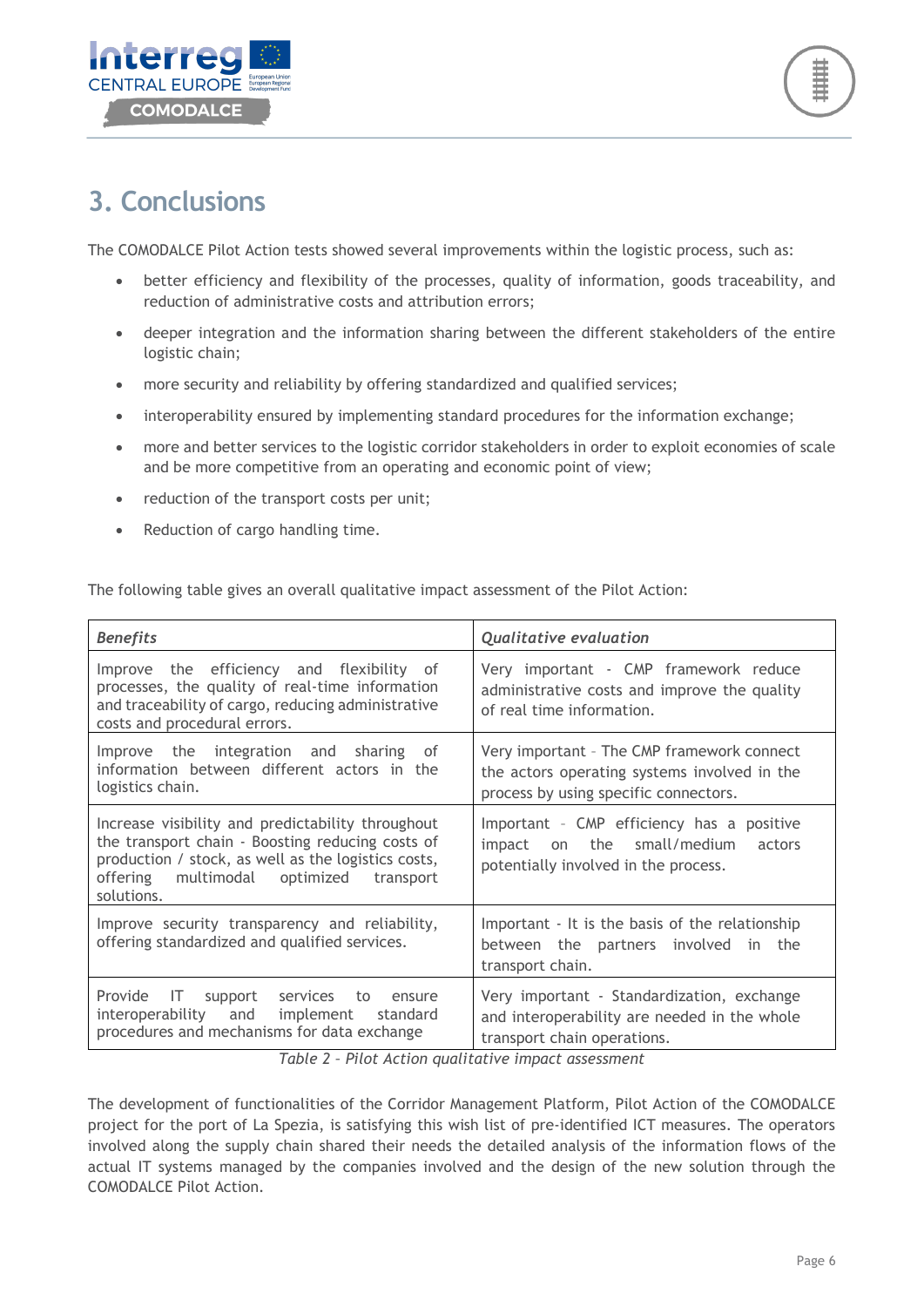# 3. Conclusions

The COMODALCE Pilot Action tests showed several improvements within the logistic process, such as:

- better efficiency and flexibility of the processes, quality of information, goods traceability, and reduction of administrative costs and attribution errors;
- deeper integration and the information sharing between the different stakeholders of the entire logistic chain;
- more security and reliability by offering standardized and qualified services;
- interoperability ensured by implementing standard procedures for the information exchange;
- more and better services to the logistic corridor stakeholders in order to exploit economies of scale and be more competitive from an operating and economic point of view;
- reduction of the transport costs per unit;
- Reduction of cargo handling time.

The following table gives an overall qualitative impact assessment of the Pilot Action:

| *Benefits* | *Qualitative evaluation* |
|---|---|
| Improve the efficiency and flexibility of processes, the quality of real-time information and traceability of cargo, reducing administrative costs and procedural errors. | Very important - CMP framework reduce administrative costs and improve the quality of real time information. |
| Improve the integration and sharing of information between different actors in the logistics chain. | Very important – The CMP framework connect the actors operating systems involved in the process by using specific connectors. |
| Increase visibility and predictability throughout the transport chain - Boosting reducing costs of production / stock, as well as the logistics costs, offering multimodal optimized transport solutions. | Important – CMP efficiency has a positive impact on the small/medium actors potentially involved in the process. |
| Improve security transparency and reliability, offering standardized and qualified services. | Important - It is the basis of the relationship between the partners involved in the transport chain. |
| Provide IT support services to ensure interoperability and implement standard procedures and mechanisms for data exchange | Very important - Standardization, exchange and interoperability are needed in the whole transport chain operations. |

*Table 2 - Pilot Action qualitative impact assessment*

The development of functionalities of the Corridor Management Platform, Pilot Action of the COMODALCE project for the port of La Spezia, is satisfying this wish list of pre-identified ICT measures. The operators involved along the supply chain shared their needs the detailed analysis of the information flows of the actual IT systems managed by the companies involved and the design of the new solution through the COMODALCE Pilot Action.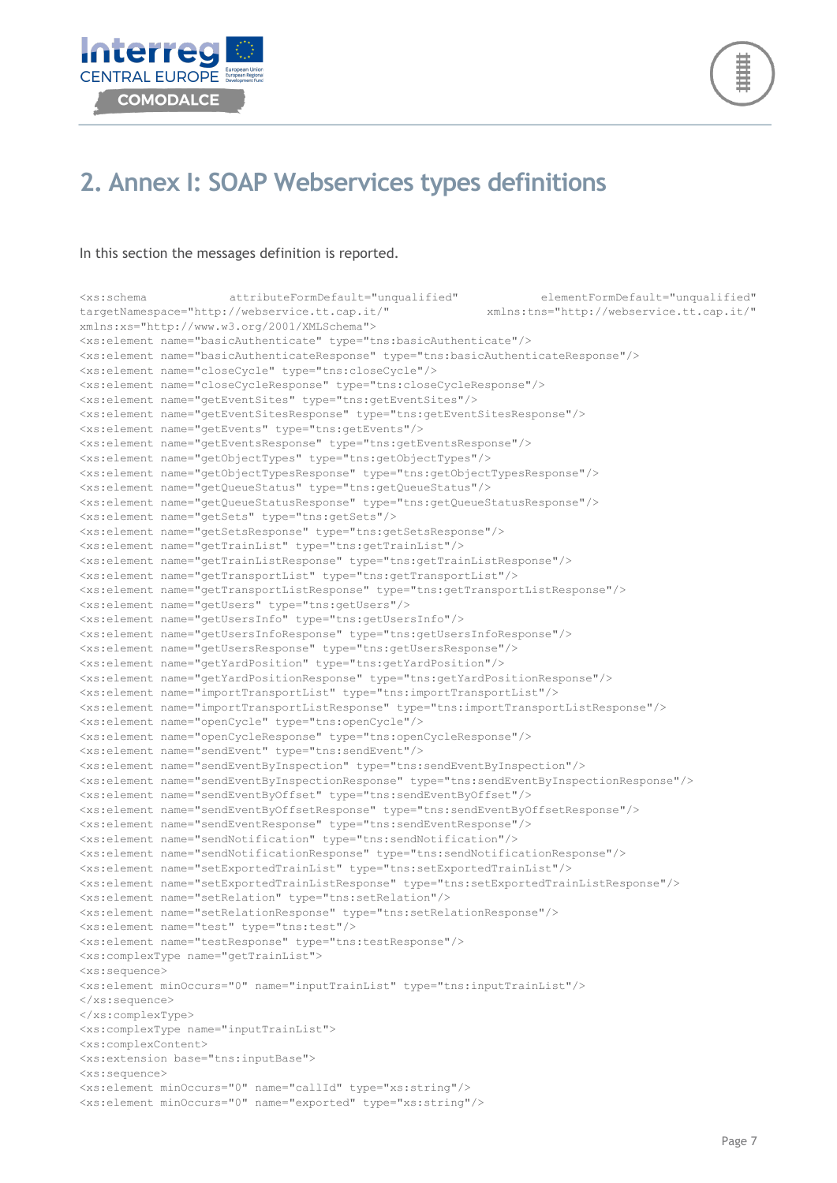# 2. Annex I: SOAP Webservices types definitions

In this section the messages definition is reported.

```
<xs:schema attributeFormDefault="unqualified" elementFormDefault="unqualified"
targetNamespace="http://webservice.tt.cap.it/" xmlns:tns="http://webservice.tt.cap.it/"
xmlns:xs="http://www.w3.org/2001/XMLSchema">
<xs:element name="basicAuthenticate" type="tns:basicAuthenticate"/>
<xs:element name="basicAuthenticateResponse" type="tns:basicAuthenticateResponse"/>
<xs:element name="closeCycle" type="tns:closeCycle"/>
<xs:element name="closeCycleResponse" type="tns:closeCycleResponse"/>
<xs:element name="getEventSites" type="tns:getEventSites"/>
<xs:element name="getEventSitesResponse" type="tns:getEventSitesResponse"/>
<xs:element name="getEvents" type="tns:getEvents"/>
<xs:element name="getEventsResponse" type="tns:getEventsResponse"/>
<xs:element name="getObjectTypes" type="tns:getObjectTypes"/>
<xs:element name="getObjectTypesResponse" type="tns:getObjectTypesResponse"/>
<xs:element name="getQueueStatus" type="tns:getQueueStatus"/>
<xs:element name="getQueueStatusResponse" type="tns:getQueueStatusResponse"/>
<xs:element name="getSets" type="tns:getSets"/>
<xs:element name="getSetsResponse" type="tns:getSetsResponse"/>
<xs:element name="getTrainList" type="tns:getTrainList"/>
<xs:element name="getTrainListResponse" type="tns:getTrainListResponse"/>
<xs:element name="getTransportList" type="tns:getTransportList"/>
<xs:element name="getTransportListResponse" type="tns:getTransportListResponse"/>
<xs:element name="getUsers" type="tns:getUsers"/>
<xs:element name="getUsersInfo" type="tns:getUsersInfo"/>
<xs:element name="getUsersInfoResponse" type="tns:getUsersInfoResponse"/>
<xs:element name="getUsersResponse" type="tns:getUsersResponse"/>
<xs:element name="getYardPosition" type="tns:getYardPosition"/>
<xs:element name="getYardPositionResponse" type="tns:getYardPositionResponse"/>
<xs:element name="importTransportList" type="tns:importTransportList"/>
<xs:element name="importTransportListResponse" type="tns:importTransportListResponse"/>
<xs:element name="openCycle" type="tns:openCycle"/>
<xs:element name="openCycleResponse" type="tns:openCycleResponse"/>
<xs:element name="sendEvent" type="tns:sendEvent"/>
<xs:element name="sendEventByInspection" type="tns:sendEventByInspection"/>
<xs:element name="sendEventByInspectionResponse" type="tns:sendEventByInspectionResponse"/>
<xs:element name="sendEventByOffset" type="tns:sendEventByOffset"/>
<xs:element name="sendEventByOffsetResponse" type="tns:sendEventByOffsetResponse"/>
<xs:element name="sendEventResponse" type="tns:sendEventResponse"/>
<xs:element name="sendNotification" type="tns:sendNotification"/>
<xs:element name="sendNotificationResponse" type="tns:sendNotificationResponse"/>
<xs:element name="setExportedTrainList" type="tns:setExportedTrainList"/>
<xs:element name="setExportedTrainListResponse" type="tns:setExportedTrainListResponse"/>
<xs:element name="setRelation" type="tns:setRelation"/>
<xs:element name="setRelationResponse" type="tns:setRelationResponse"/>
<xs:element name="test" type="tns:test"/>
<xs:element name="testResponse" type="tns:testResponse"/>
<xs:complexType name="getTrainList">
<xs:sequence>
<xs:element minOccurs="0" name="inputTrainList" type="tns:inputTrainList"/>
</xs:sequence>
</xs:complexType>
<xs:complexType name="inputTrainList">
<xs:complexContent>
<xs:extension base="tns:inputBase">
<xs:sequence>
<xs:element minOccurs="0" name="callId" type="xs:string"/>
<xs:element minOccurs="0" name="exported" type="xs:string"/>
```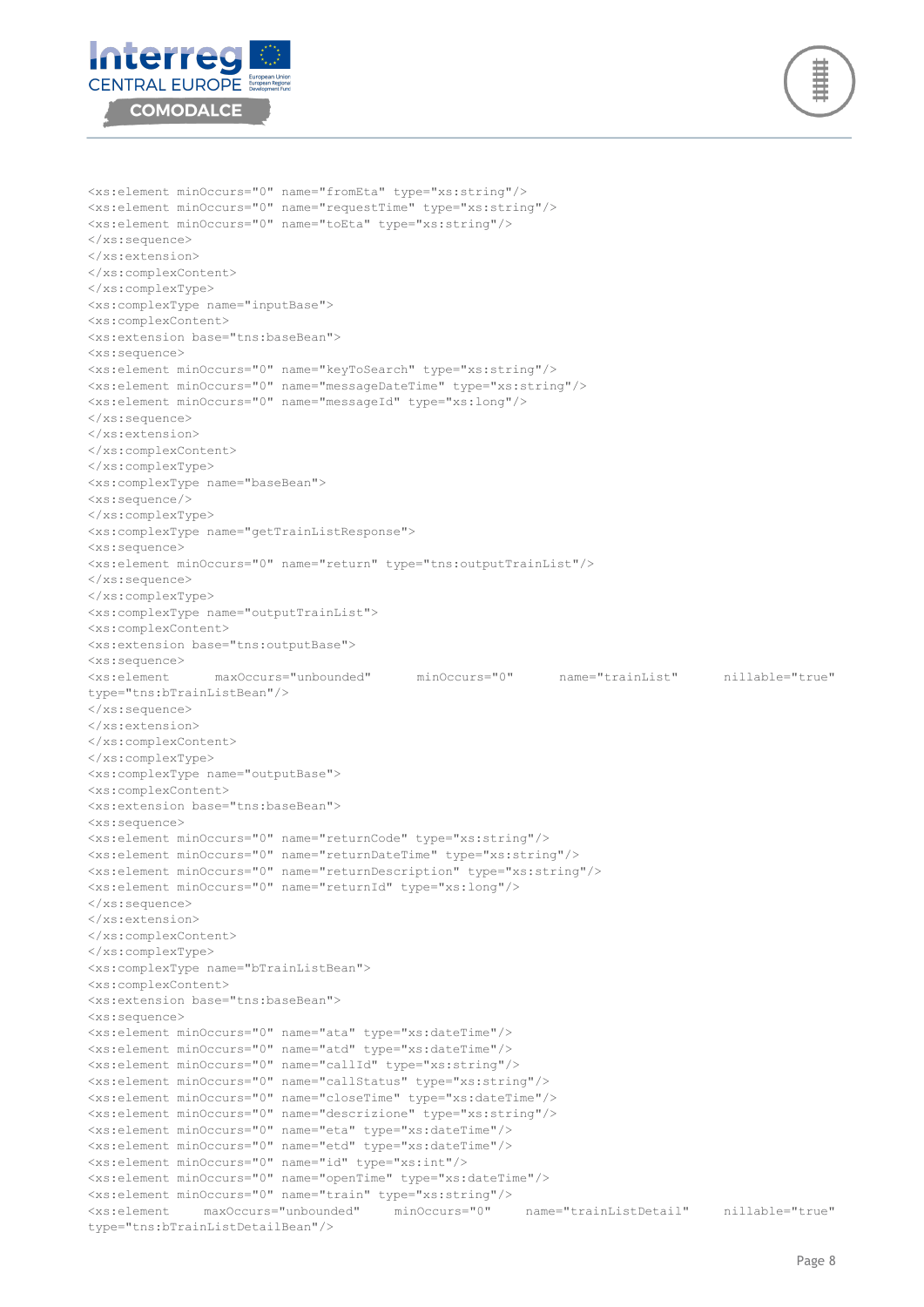```
<xs:element minOccurs="0" name="fromEta" type="xs:string"/>
<xs:element minOccurs="0" name="requestTime" type="xs:string"/>
<xs:element minOccurs="0" name="toEta" type="xs:string"/>
</xs:sequence>
</xs:extension>
</xs:complexContent>
</xs:complexType>
<xs:complexType name="inputBase">
<xs:complexContent>
<xs:extension base="tns:baseBean">
<xs:sequence>
<xs:element minOccurs="0" name="keyToSearch" type="xs:string"/>
<xs:element minOccurs="0" name="messageDateTime" type="xs:string"/>
<xs:element minOccurs="0" name="messageId" type="xs:long"/>
</xs:sequence>
</xs:extension>
</xs:complexContent>
</xs:complexType>
<xs:complexType name="baseBean">
<xs:sequence/>
</xs:complexType>
<xs:complexType name="getTrainListResponse">
<xs:sequence>
<xs:element minOccurs="0" name="return" type="tns:outputTrainList"/>
</xs:sequence>
</xs:complexType>
<xs:complexType name="outputTrainList">
<xs:complexContent>
<xs:extension base="tns:outputBase">
<xs:sequence>
<xs:element    maxOccurs="unbounded"    minOccurs="0"    name="trainList"    nillable="true"
type="tns:bTrainListBean"/>
</xs:sequence>
</xs:extension>
</xs:complexContent>
</xs:complexType>
<xs:complexType name="outputBase">
<xs:complexContent>
<xs:extension base="tns:baseBean">
<xs:sequence>
<xs:element minOccurs="0" name="returnCode" type="xs:string"/>
<xs:element minOccurs="0" name="returnDateTime" type="xs:string"/>
<xs:element minOccurs="0" name="returnDescription" type="xs:string"/>
<xs:element minOccurs="0" name="returnId" type="xs:long"/>
</xs:sequence>
</xs:extension>
</xs:complexContent>
</xs:complexType>
<xs:complexType name="bTrainListBean">
<xs:complexContent>
<xs:extension base="tns:baseBean">
<xs:sequence>
<xs:element minOccurs="0" name="ata" type="xs:dateTime"/>
<xs:element minOccurs="0" name="atd" type="xs:dateTime"/>
<xs:element minOccurs="0" name="callId" type="xs:string"/>
<xs:element minOccurs="0" name="callStatus" type="xs:string"/>
<xs:element minOccurs="0" name="closeTime" type="xs:dateTime"/>
<xs:element minOccurs="0" name="descrizione" type="xs:string"/>
<xs:element minOccurs="0" name="eta" type="xs:dateTime"/>
<xs:element minOccurs="0" name="etd" type="xs:dateTime"/>
<xs:element minOccurs="0" name="id" type="xs:int"/>
<xs:element minOccurs="0" name="openTime" type="xs:dateTime"/>
<xs:element minOccurs="0" name="train" type="xs:string"/>
<xs:element    maxOccurs="unbounded"    minOccurs="0"    name="trainListDetail"    nillable="true"
type="tns:bTrainListDetailBean"/>
```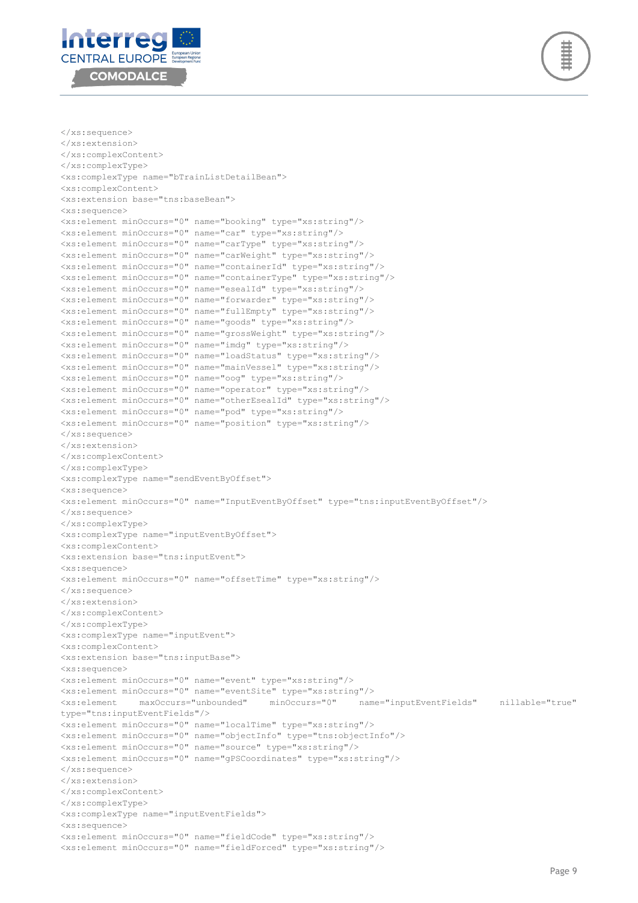```
</xs:sequence>
</xs:extension>
</xs:complexContent>
</xs:complexType>
<xs:complexType name="bTrainListDetailBean">
<xs:complexContent>
<xs:extension base="tns:baseBean">
<xs:sequence>
<xs:element minOccurs="0" name="booking" type="xs:string"/>
<xs:element minOccurs="0" name="car" type="xs:string"/>
<xs:element minOccurs="0" name="carType" type="xs:string"/>
<xs:element minOccurs="0" name="carWeight" type="xs:string"/>
<xs:element minOccurs="0" name="containerId" type="xs:string"/>
<xs:element minOccurs="0" name="containerType" type="xs:string"/>
<xs:element minOccurs="0" name="esealId" type="xs:string"/>
<xs:element minOccurs="0" name="forwarder" type="xs:string"/>
<xs:element minOccurs="0" name="fullEmpty" type="xs:string"/>
<xs:element minOccurs="0" name="goods" type="xs:string"/>
<xs:element minOccurs="0" name="grossWeight" type="xs:string"/>
<xs:element minOccurs="0" name="imdg" type="xs:string"/>
<xs:element minOccurs="0" name="loadStatus" type="xs:string"/>
<xs:element minOccurs="0" name="mainVessel" type="xs:string"/>
<xs:element minOccurs="0" name="oog" type="xs:string"/>
<xs:element minOccurs="0" name="operator" type="xs:string"/>
<xs:element minOccurs="0" name="otherEsealId" type="xs:string"/>
<xs:element minOccurs="0" name="pod" type="xs:string"/>
<xs:element minOccurs="0" name="position" type="xs:string"/>
</xs:sequence>
</xs:extension>
</xs:complexContent>
</xs:complexType>
<xs:complexType name="sendEventByOffset">
<xs:sequence>
<xs:element minOccurs="0" name="InputEventByOffset" type="tns:inputEventByOffset"/>
</xs:sequence>
</xs:complexType>
<xs:complexType name="inputEventByOffset">
<xs:complexContent>
<xs:extension base="tns:inputEvent">
<xs:sequence>
<xs:element minOccurs="0" name="offsetTime" type="xs:string"/>
</xs:sequence>
</xs:extension>
</xs:complexContent>
</xs:complexType>
<xs:complexType name="inputEvent">
<xs:complexContent>
<xs:extension base="tns:inputBase">
<xs:sequence>
<xs:element minOccurs="0" name="event" type="xs:string"/>
<xs:element minOccurs="0" name="eventSite" type="xs:string"/>
<xs:element maxOccurs="unbounded" minOccurs="0" name="inputEventFields" nillable="true" 
type="tns:inputEventFields"/>
<xs:element minOccurs="0" name="localTime" type="xs:string"/>
<xs:element minOccurs="0" name="objectInfo" type="tns:objectInfo"/>
<xs:element minOccurs="0" name="source" type="xs:string"/>
<xs:element minOccurs="0" name="gPSCoordinates" type="xs:string"/>
</xs:sequence>
</xs:extension>
</xs:complexContent>
</xs:complexType>
<xs:complexType name="inputEventFields">
<xs:sequence>
<xs:element minOccurs="0" name="fieldCode" type="xs:string"/>
<xs:element minOccurs="0" name="fieldForced" type="xs:string"/>
```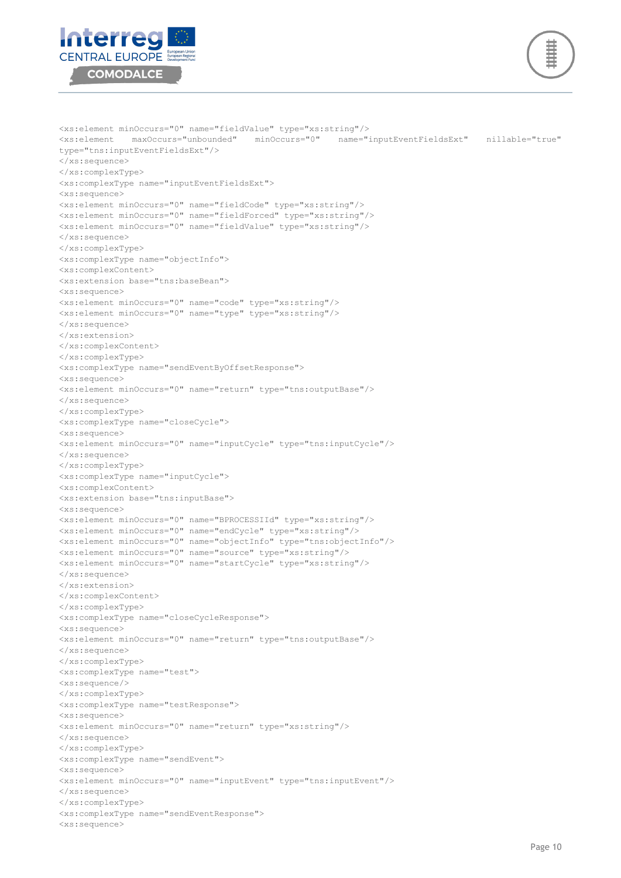```
<xs:element minOccurs="0" name="fieldValue" type="xs:string"/>
<xs:element maxOccurs="unbounded" minOccurs="0" name="inputEventFieldsExt" nillable="true"
type="tns:inputEventFieldsExt"/>
</xs:sequence>
</xs:complexType>
<xs:complexType name="inputEventFieldsExt">
<xs:sequence>
<xs:element minOccurs="0" name="fieldCode" type="xs:string"/>
<xs:element minOccurs="0" name="fieldForced" type="xs:string"/>
<xs:element minOccurs="0" name="fieldValue" type="xs:string"/>
</xs:sequence>
</xs:complexType>
<xs:complexType name="objectInfo">
<xs:complexContent>
<xs:extension base="tns:baseBean">
<xs:sequence>
<xs:element minOccurs="0" name="code" type="xs:string"/>
<xs:element minOccurs="0" name="type" type="xs:string"/>
</xs:sequence>
</xs:extension>
</xs:complexContent>
</xs:complexType>
<xs:complexType name="sendEventByOffsetResponse">
<xs:sequence>
<xs:element minOccurs="0" name="return" type="tns:outputBase"/>
</xs:sequence>
</xs:complexType>
<xs:complexType name="closeCycle">
<xs:sequence>
<xs:element minOccurs="0" name="inputCycle" type="tns:inputCycle"/>
</xs:sequence>
</xs:complexType>
<xs:complexType name="inputCycle">
<xs:complexContent>
<xs:extension base="tns:inputBase">
<xs:sequence>
<xs:element minOccurs="0" name="BPROCESSIId" type="xs:string"/>
<xs:element minOccurs="0" name="endCycle" type="xs:string"/>
<xs:element minOccurs="0" name="objectInfo" type="tns:objectInfo"/>
<xs:element minOccurs="0" name="source" type="xs:string"/>
<xs:element minOccurs="0" name="startCycle" type="xs:string"/>
</xs:sequence>
</xs:extension>
</xs:complexContent>
</xs:complexType>
<xs:complexType name="closeCycleResponse">
<xs:sequence>
<xs:element minOccurs="0" name="return" type="tns:outputBase"/>
</xs:sequence>
</xs:complexType>
<xs:complexType name="test">
<xs:sequence/>
</xs:complexType>
<xs:complexType name="testResponse">
<xs:sequence>
<xs:element minOccurs="0" name="return" type="xs:string"/>
</xs:sequence>
</xs:complexType>
<xs:complexType name="sendEvent">
<xs:sequence>
<xs:element minOccurs="0" name="inputEvent" type="tns:inputEvent"/>
</xs:sequence>
</xs:complexType>
<xs:complexType name="sendEventResponse">
<xs:sequence>
```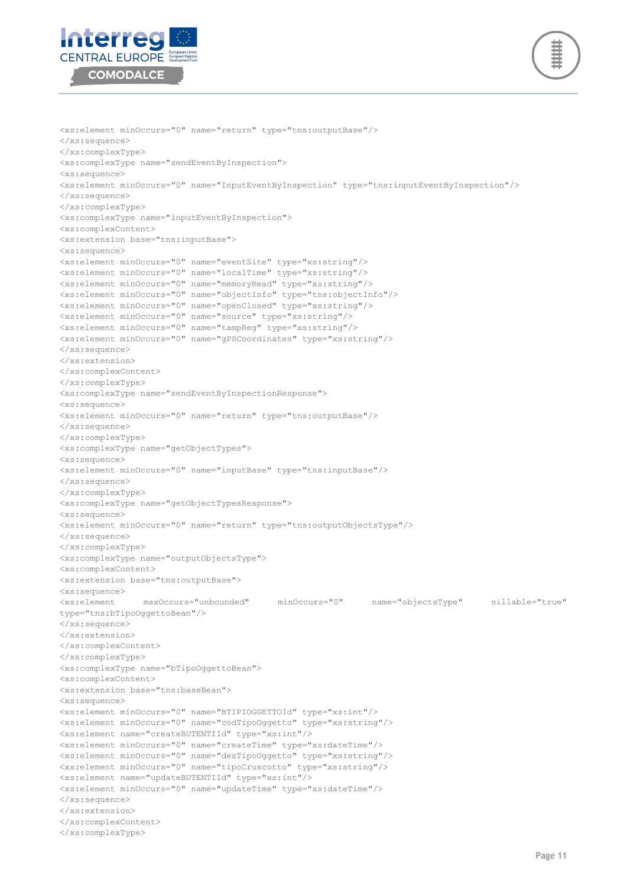```
<xs:element minOccurs="0" name="return" type="tns:outputBase"/>
</xs:sequence>
</xs:complexType>
<xs:complexType name="sendEventByInspection">
<xs:sequence>
<xs:element minOccurs="0" name="InputEventByInspection" type="tns:inputEventByInspection"/>
</xs:sequence>
</xs:complexType>
<xs:complexType name="inputEventByInspection">
<xs:complexContent>
<xs:extension base="tns:inputBase">
<xs:sequence>
<xs:element minOccurs="0" name="eventSite" type="xs:string"/>
<xs:element minOccurs="0" name="localTime" type="xs:string"/>
<xs:element minOccurs="0" name="memoryRead" type="xs:string"/>
<xs:element minOccurs="0" name="objectInfo" type="tns:objectInfo"/>
<xs:element minOccurs="0" name="openClosed" type="xs:string"/>
<xs:element minOccurs="0" name="source" type="xs:string"/>
<xs:element minOccurs="0" name="tampReg" type="xs:string"/>
<xs:element minOccurs="0" name="gPSCoordinates" type="xs:string"/>
</xs:sequence>
</xs:extension>
</xs:complexContent>
</xs:complexType>
<xs:complexType name="sendEventByInspectionResponse">
<xs:sequence>
<xs:element minOccurs="0" name="return" type="tns:outputBase"/>
</xs:sequence>
</xs:complexType>
<xs:complexType name="getObjectTypes">
<xs:sequence>
<xs:element minOccurs="0" name="inputBase" type="tns:inputBase"/>
</xs:sequence>
</xs:complexType>
<xs:complexType name="getObjectTypesResponse">
<xs:sequence>
<xs:element minOccurs="0" name="return" type="tns:outputObjectsType"/>
</xs:sequence>
</xs:complexType>
<xs:complexType name="outputObjectsType">
<xs:complexContent>
<xs:extension base="tns:outputBase">
<xs:sequence>
<xs:element maxOccurs="unbounded" minOccurs="0" name="objectsType" nillable="true"
type="tns:bTipoOggettoBean"/>
</xs:sequence>
</xs:extension>
</xs:complexContent>
</xs:complexType>
<xs:complexType name="bTipoOggettoBean">
<xs:complexContent>
<xs:extension base="tns:baseBean">
<xs:sequence>
<xs:element minOccurs="0" name="BTIPIOGGETTOId" type="xs:int"/>
<xs:element minOccurs="0" name="codTipoOggetto" type="xs:string"/>
<xs:element name="createBUTENTIId" type="xs:int"/>
<xs:element minOccurs="0" name="createTime" type="xs:dateTime"/>
<xs:element minOccurs="0" name="desTipoOggetto" type="xs:string"/>
<xs:element minOccurs="0" name="tipoCruscotto" type="xs:string"/>
<xs:element name="updateBUTENTIId" type="xs:int"/>
<xs:element minOccurs="0" name="updateTime" type="xs:dateTime"/>
</xs:sequence>
</xs:extension>
</xs:complexContent>
</xs:complexType>
```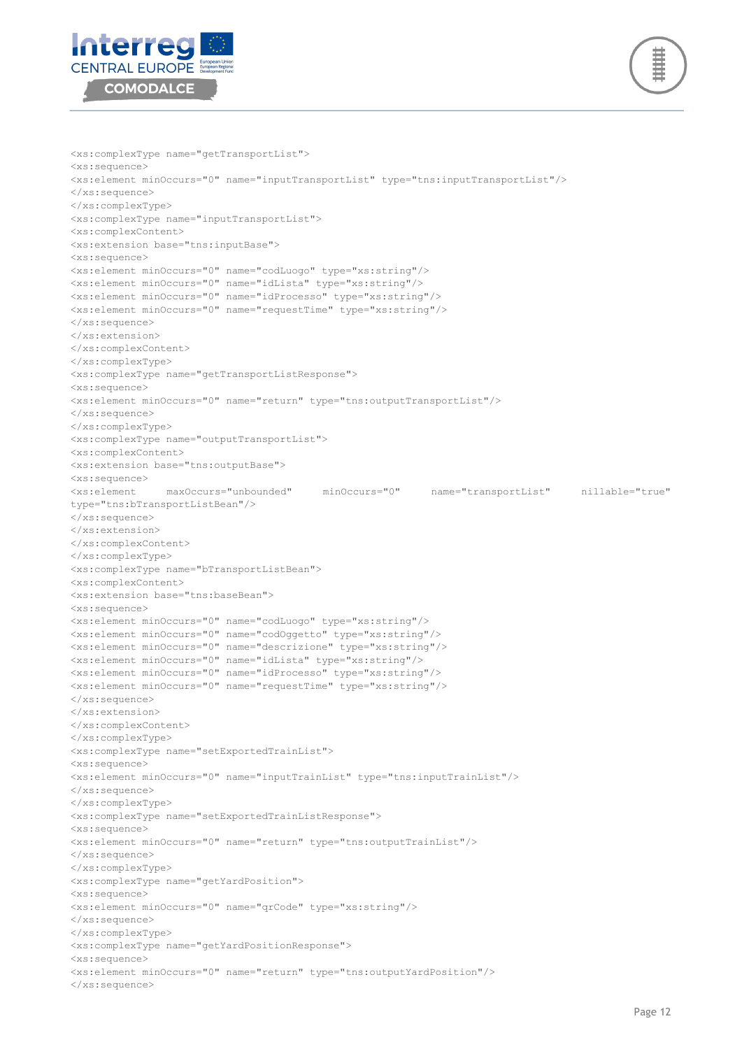```
<xs:complexType name="getTransportList">
<xs:sequence>
<xs:element minOccurs="0" name="inputTransportList" type="tns:inputTransportList"/>
</xs:sequence>
</xs:complexType>
<xs:complexType name="inputTransportList">
<xs:complexContent>
<xs:extension base="tns:inputBase">
<xs:sequence>
<xs:element minOccurs="0" name="codLuogo" type="xs:string"/>
<xs:element minOccurs="0" name="idLista" type="xs:string"/>
<xs:element minOccurs="0" name="idProcesso" type="xs:string"/>
<xs:element minOccurs="0" name="requestTime" type="xs:string"/>
</xs:sequence>
</xs:extension>
</xs:complexContent>
</xs:complexType>
<xs:complexType name="getTransportListResponse">
<xs:sequence>
<xs:element minOccurs="0" name="return" type="tns:outputTransportList"/>
</xs:sequence>
</xs:complexType>
<xs:complexType name="outputTransportList">
<xs:complexContent>
<xs:extension base="tns:outputBase">
<xs:sequence>
<xs:element maxOccurs="unbounded" minOccurs="0" name="transportList" nillable="true"
type="tns:bTransportListBean"/>
</xs:sequence>
</xs:extension>
</xs:complexContent>
</xs:complexType>
<xs:complexType name="bTransportListBean">
<xs:complexContent>
<xs:extension base="tns:baseBean">
<xs:sequence>
<xs:element minOccurs="0" name="codLuogo" type="xs:string"/>
<xs:element minOccurs="0" name="codOggetto" type="xs:string"/>
<xs:element minOccurs="0" name="descrizione" type="xs:string"/>
<xs:element minOccurs="0" name="idLista" type="xs:string"/>
<xs:element minOccurs="0" name="idProcesso" type="xs:string"/>
<xs:element minOccurs="0" name="requestTime" type="xs:string"/>
</xs:sequence>
</xs:extension>
</xs:complexContent>
</xs:complexType>
<xs:complexType name="setExportedTrainList">
<xs:sequence>
<xs:element minOccurs="0" name="inputTrainList" type="tns:inputTrainList"/>
</xs:sequence>
</xs:complexType>
<xs:complexType name="setExportedTrainListResponse">
<xs:sequence>
<xs:element minOccurs="0" name="return" type="tns:outputTrainList"/>
</xs:sequence>
</xs:complexType>
<xs:complexType name="getYardPosition">
<xs:sequence>
<xs:element minOccurs="0" name="qrCode" type="xs:string"/>
</xs:sequence>
</xs:complexType>
<xs:complexType name="getYardPositionResponse">
<xs:sequence>
<xs:element minOccurs="0" name="return" type="tns:outputYardPosition"/>
</xs:sequence>
```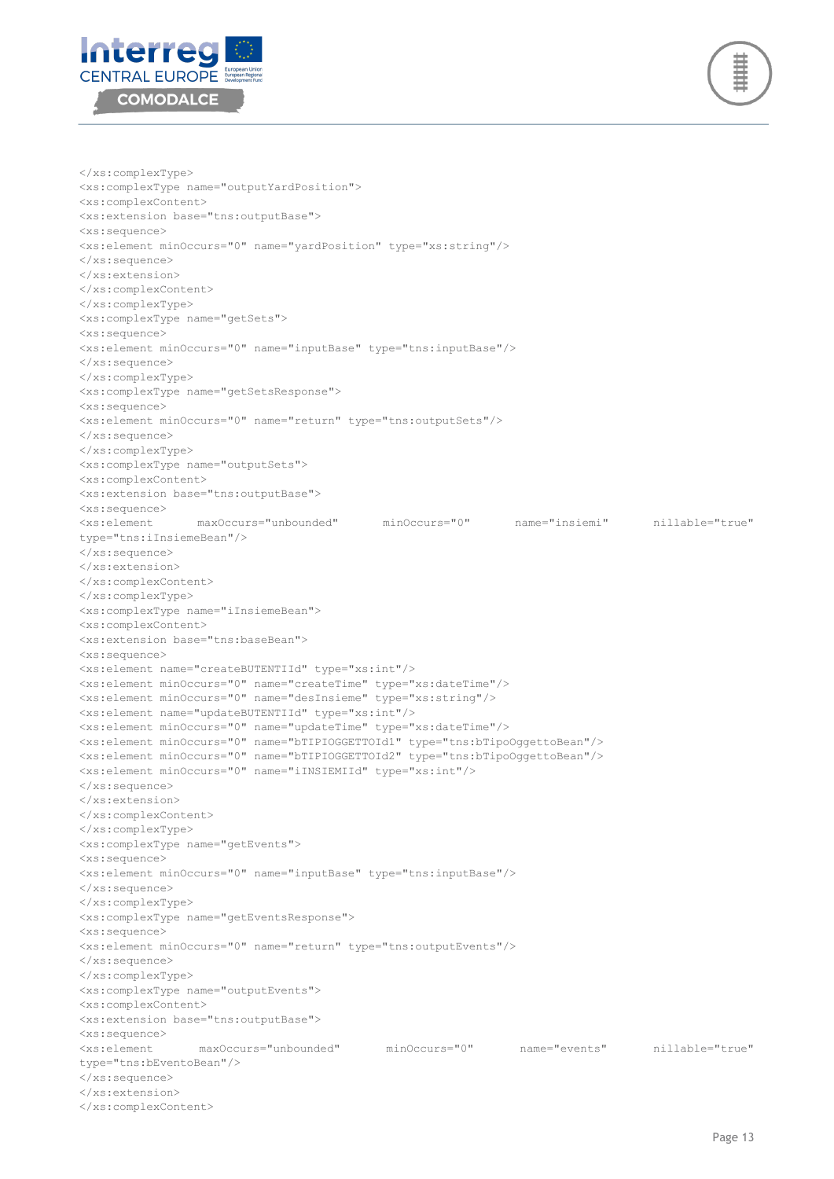```
</xs:complexType>
<xs:complexType name="outputYardPosition">
<xs:complexContent>
<xs:extension base="tns:outputBase">
<xs:sequence>
<xs:element minOccurs="0" name="yardPosition" type="xs:string"/>
</xs:sequence>
</xs:extension>
</xs:complexContent>
</xs:complexType>
<xs:complexType name="getSets">
<xs:sequence>
<xs:element minOccurs="0" name="inputBase" type="tns:inputBase"/>
</xs:sequence>
</xs:complexType>
<xs:complexType name="getSetsResponse">
<xs:sequence>
<xs:element minOccurs="0" name="return" type="tns:outputSets"/>
</xs:sequence>
</xs:complexType>
<xs:complexType name="outputSets">
<xs:complexContent>
<xs:extension base="tns:outputBase">
<xs:sequence>
<xs:element maxOccurs="unbounded" minOccurs="0" name="insiemi" nillable="true"
type="tns:iInsiemeBean"/>
</xs:sequence>
</xs:extension>
</xs:complexContent>
</xs:complexType>
<xs:complexType name="iInsiemeBean">
<xs:complexContent>
<xs:extension base="tns:baseBean">
<xs:sequence>
<xs:element name="createBUTENTIId" type="xs:int"/>
<xs:element minOccurs="0" name="createTime" type="xs:dateTime"/>
<xs:element minOccurs="0" name="desInsieme" type="xs:string"/>
<xs:element name="updateBUTENTIId" type="xs:int"/>
<xs:element minOccurs="0" name="updateTime" type="xs:dateTime"/>
<xs:element minOccurs="0" name="bTIPIOGGETTOId1" type="tns:bTipoOggettoBean"/>
<xs:element minOccurs="0" name="bTIPIOGGETTOId2" type="tns:bTipoOggettoBean"/>
<xs:element minOccurs="0" name="iINSIEMIId" type="xs:int"/>
</xs:sequence>
</xs:extension>
</xs:complexContent>
</xs:complexType>
<xs:complexType name="getEvents">
<xs:sequence>
<xs:element minOccurs="0" name="inputBase" type="tns:inputBase"/>
</xs:sequence>
</xs:complexType>
<xs:complexType name="getEventsResponse">
<xs:sequence>
<xs:element minOccurs="0" name="return" type="tns:outputEvents"/>
</xs:sequence>
</xs:complexType>
<xs:complexType name="outputEvents">
<xs:complexContent>
<xs:extension base="tns:outputBase">
<xs:sequence>
<xs:element maxOccurs="unbounded" minOccurs="0" name="events" nillable="true"
type="tns:bEventoBean"/>
</xs:sequence>
</xs:extension>
</xs:complexContent>
```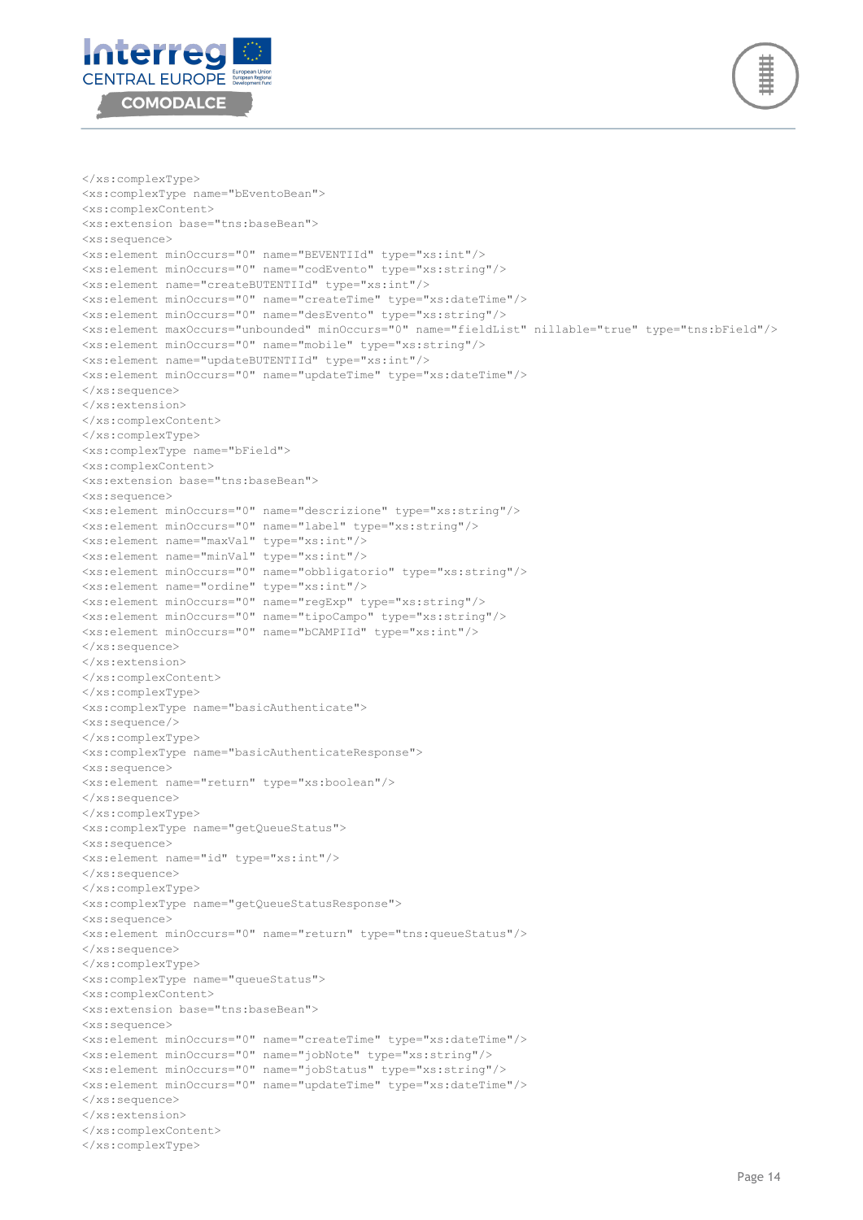```
</xs:complexType>
<xs:complexType name="bEventoBean">
<xs:complexContent>
<xs:extension base="tns:baseBean">
<xs:sequence>
<xs:element minOccurs="0" name="BEVENTIId" type="xs:int"/>
<xs:element minOccurs="0" name="codEvento" type="xs:string"/>
<xs:element name="createBUTENTIId" type="xs:int"/>
<xs:element minOccurs="0" name="createTime" type="xs:dateTime"/>
<xs:element minOccurs="0" name="desEvento" type="xs:string"/>
<xs:element maxOccurs="unbounded" minOccurs="0" name="fieldList" nillable="true" type="tns:bField"/>
<xs:element minOccurs="0" name="mobile" type="xs:string"/>
<xs:element name="updateBUTENTIId" type="xs:int"/>
<xs:element minOccurs="0" name="updateTime" type="xs:dateTime"/>
</xs:sequence>
</xs:extension>
</xs:complexContent>
</xs:complexType>
<xs:complexType name="bField">
<xs:complexContent>
<xs:extension base="tns:baseBean">
<xs:sequence>
<xs:element minOccurs="0" name="descrizione" type="xs:string"/>
<xs:element minOccurs="0" name="label" type="xs:string"/>
<xs:element name="maxVal" type="xs:int"/>
<xs:element name="minVal" type="xs:int"/>
<xs:element minOccurs="0" name="obbligatorio" type="xs:string"/>
<xs:element name="ordine" type="xs:int"/>
<xs:element minOccurs="0" name="regExp" type="xs:string"/>
<xs:element minOccurs="0" name="tipoCampo" type="xs:string"/>
<xs:element minOccurs="0" name="bCAMPIId" type="xs:int"/>
</xs:sequence>
</xs:extension>
</xs:complexContent>
</xs:complexType>
<xs:complexType name="basicAuthenticate">
<xs:sequence/>
</xs:complexType>
<xs:complexType name="basicAuthenticateResponse">
<xs:sequence>
<xs:element name="return" type="xs:boolean"/>
</xs:sequence>
</xs:complexType>
<xs:complexType name="getQueueStatus">
<xs:sequence>
<xs:element name="id" type="xs:int"/>
</xs:sequence>
</xs:complexType>
<xs:complexType name="getQueueStatusResponse">
<xs:sequence>
<xs:element minOccurs="0" name="return" type="tns:queueStatus"/>
</xs:sequence>
</xs:complexType>
<xs:complexType name="queueStatus">
<xs:complexContent>
<xs:extension base="tns:baseBean">
<xs:sequence>
<xs:element minOccurs="0" name="createTime" type="xs:dateTime"/>
<xs:element minOccurs="0" name="jobNote" type="xs:string"/>
<xs:element minOccurs="0" name="jobStatus" type="xs:string"/>
<xs:element minOccurs="0" name="updateTime" type="xs:dateTime"/>
</xs:sequence>
</xs:extension>
</xs:complexContent>
</xs:complexType>
```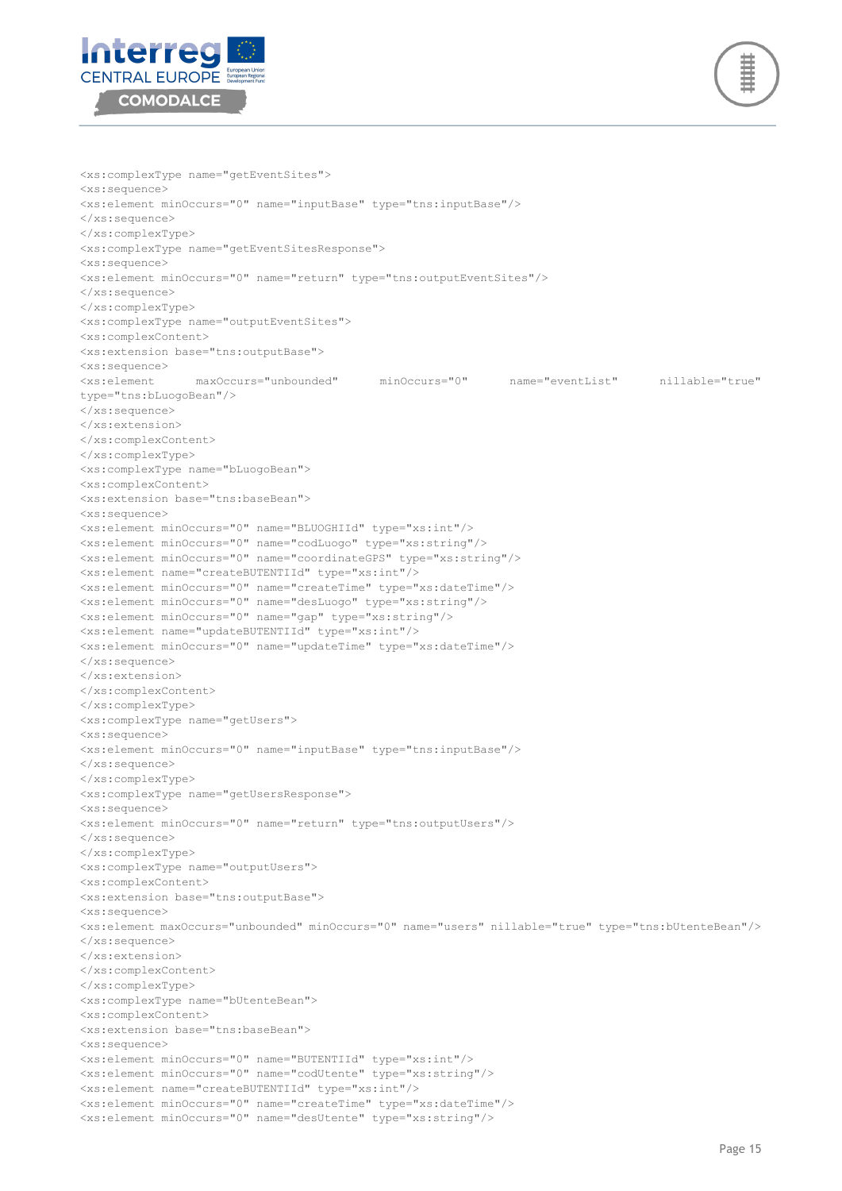```
<xs:complexType name="getEventSites">
<xs:sequence>
<xs:element minOccurs="0" name="inputBase" type="tns:inputBase"/>
</xs:sequence>
</xs:complexType>
<xs:complexType name="getEventSitesResponse">
<xs:sequence>
<xs:element minOccurs="0" name="return" type="tns:outputEventSites"/>
</xs:sequence>
</xs:complexType>
<xs:complexType name="outputEventSites">
<xs:complexContent>
<xs:extension base="tns:outputBase">
<xs:sequence>
<xs:element maxOccurs="unbounded" minOccurs="0" name="eventList" nillable="true"
type="tns:bLuogoBean"/>
</xs:sequence>
</xs:extension>
</xs:complexContent>
</xs:complexType>
<xs:complexType name="bLuogoBean">
<xs:complexContent>
<xs:extension base="tns:baseBean">
<xs:sequence>
<xs:element minOccurs="0" name="BLUOGHIId" type="xs:int"/>
<xs:element minOccurs="0" name="codLuogo" type="xs:string"/>
<xs:element minOccurs="0" name="coordinateGPS" type="xs:string"/>
<xs:element name="createBUTENTIId" type="xs:int"/>
<xs:element minOccurs="0" name="createTime" type="xs:dateTime"/>
<xs:element minOccurs="0" name="desLuogo" type="xs:string"/>
<xs:element minOccurs="0" name="gap" type="xs:string"/>
<xs:element name="updateBUTENTIId" type="xs:int"/>
<xs:element minOccurs="0" name="updateTime" type="xs:dateTime"/>
</xs:sequence>
</xs:extension>
</xs:complexContent>
</xs:complexType>
<xs:complexType name="getUsers">
<xs:sequence>
<xs:element minOccurs="0" name="inputBase" type="tns:inputBase"/>
</xs:sequence>
</xs:complexType>
<xs:complexType name="getUsersResponse">
<xs:sequence>
<xs:element minOccurs="0" name="return" type="tns:outputUsers"/>
</xs:sequence>
</xs:complexType>
<xs:complexType name="outputUsers">
<xs:complexContent>
<xs:extension base="tns:outputBase">
<xs:sequence>
<xs:element maxOccurs="unbounded" minOccurs="0" name="users" nillable="true" type="tns:bUtenteBean"/>
</xs:sequence>
</xs:extension>
</xs:complexContent>
</xs:complexType>
<xs:complexType name="bUtenteBean">
<xs:complexContent>
<xs:extension base="tns:baseBean">
<xs:sequence>
<xs:element minOccurs="0" name="BUTENTIId" type="xs:int"/>
<xs:element minOccurs="0" name="codUtente" type="xs:string"/>
<xs:element name="createBUTENTIId" type="xs:int"/>
<xs:element minOccurs="0" name="createTime" type="xs:dateTime"/>
<xs:element minOccurs="0" name="desUtente" type="xs:string"/>
```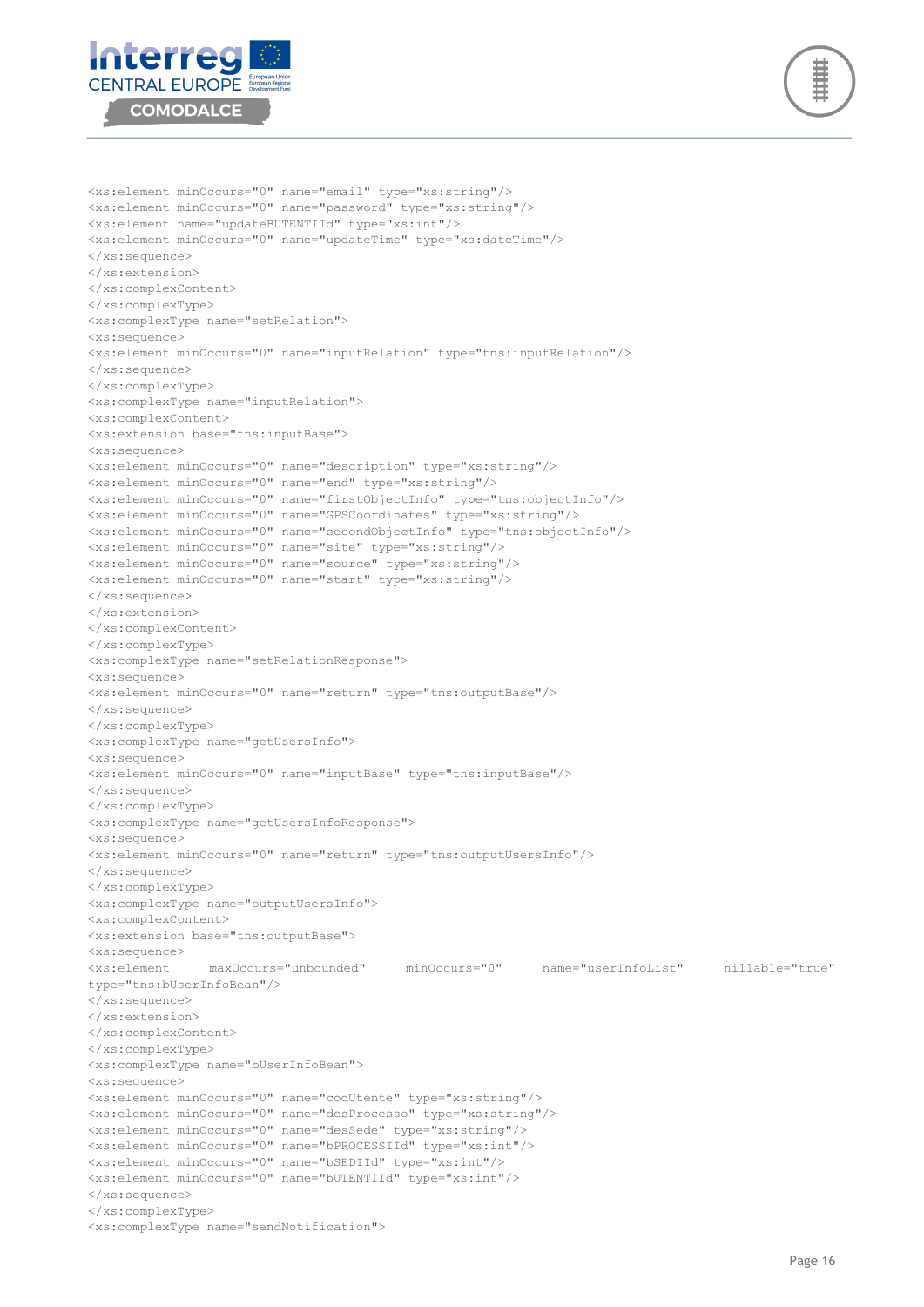```
<xs:element minOccurs="0" name="email" type="xs:string"/>
<xs:element minOccurs="0" name="password" type="xs:string"/>
<xs:element name="updateBUTENTIId" type="xs:int"/>
<xs:element minOccurs="0" name="updateTime" type="xs:dateTime"/>
</xs:sequence>
</xs:extension>
</xs:complexContent>
</xs:complexType>
<xs:complexType name="setRelation">
<xs:sequence>
<xs:element minOccurs="0" name="inputRelation" type="tns:inputRelation"/>
</xs:sequence>
</xs:complexType>
<xs:complexType name="inputRelation">
<xs:complexContent>
<xs:extension base="tns:inputBase">
<xs:sequence>
<xs:element minOccurs="0" name="description" type="xs:string"/>
<xs:element minOccurs="0" name="end" type="xs:string"/>
<xs:element minOccurs="0" name="firstObjectInfo" type="tns:objectInfo"/>
<xs:element minOccurs="0" name="GPSCoordinates" type="xs:string"/>
<xs:element minOccurs="0" name="secondObjectInfo" type="tns:objectInfo"/>
<xs:element minOccurs="0" name="site" type="xs:string"/>
<xs:element minOccurs="0" name="source" type="xs:string"/>
<xs:element minOccurs="0" name="start" type="xs:string"/>
</xs:sequence>
</xs:extension>
</xs:complexContent>
</xs:complexType>
<xs:complexType name="setRelationResponse">
<xs:sequence>
<xs:element minOccurs="0" name="return" type="tns:outputBase"/>
</xs:sequence>
</xs:complexType>
<xs:complexType name="getUsersInfo">
<xs:sequence>
<xs:element minOccurs="0" name="inputBase" type="tns:inputBase"/>
</xs:sequence>
</xs:complexType>
<xs:complexType name="getUsersInfoResponse">
<xs:sequence>
<xs:element minOccurs="0" name="return" type="tns:outputUsersInfo"/>
</xs:sequence>
</xs:complexType>
<xs:complexType name="outputUsersInfo">
<xs:complexContent>
<xs:extension base="tns:outputBase">
<xs:sequence>
<xs:element     maxOccurs="unbounded"     minOccurs="0"     name="userInfoList"     nillable="true"
type="tns:bUserInfoBean"/>
</xs:sequence>
</xs:extension>
</xs:complexContent>
</xs:complexType>
<xs:complexType name="bUserInfoBean">
<xs:sequence>
<xs:element minOccurs="0" name="codUtente" type="xs:string"/>
<xs:element minOccurs="0" name="desProcesso" type="xs:string"/>
<xs:element minOccurs="0" name="desSede" type="xs:string"/>
<xs:element minOccurs="0" name="bPROCESSIId" type="xs:int"/>
<xs:element minOccurs="0" name="bSEDIId" type="xs:int"/>
<xs:element minOccurs="0" name="bUTENTIId" type="xs:int"/>
</xs:sequence>
</xs:complexType>
<xs:complexType name="sendNotification">
```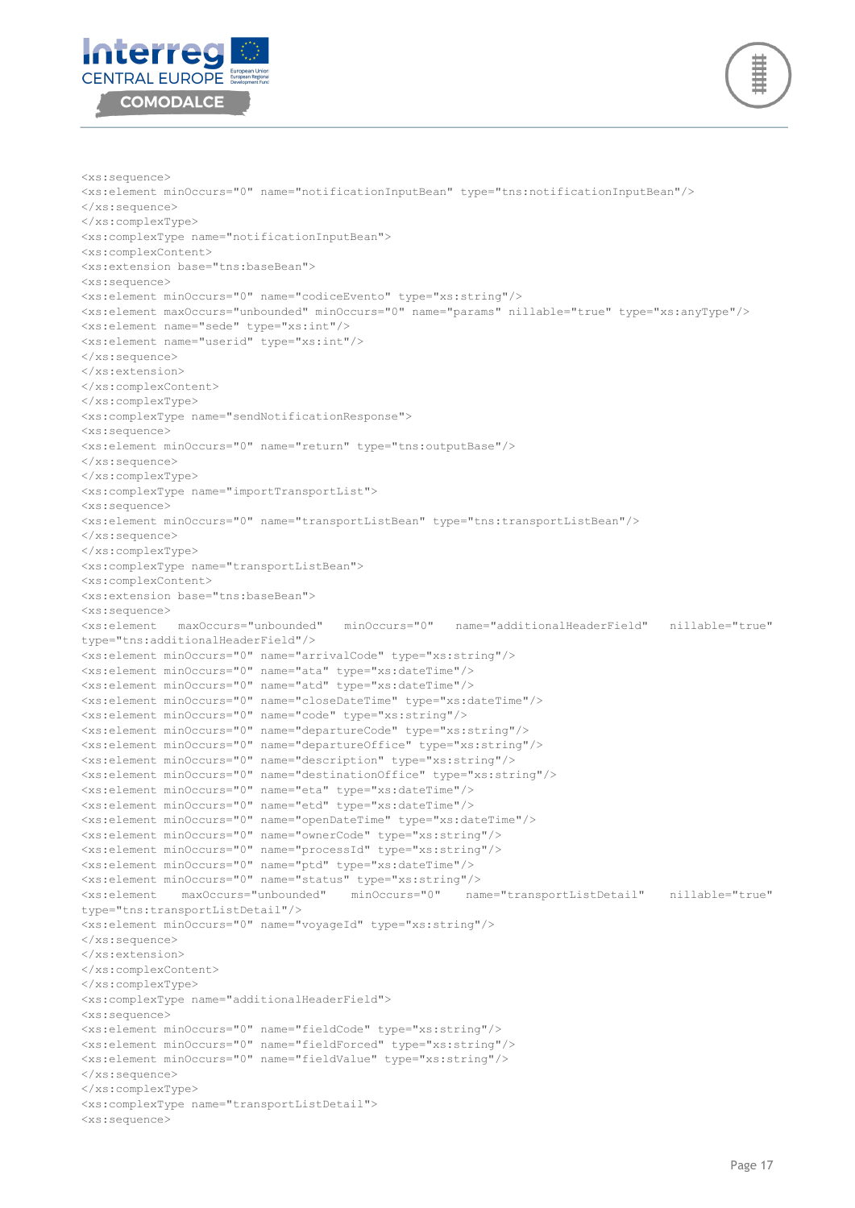```
<xs:sequence>
<xs:element minOccurs="0" name="notificationInputBean" type="tns:notificationInputBean"/>
</xs:sequence>
</xs:complexType>
<xs:complexType name="notificationInputBean">
<xs:complexContent>
<xs:extension base="tns:baseBean">
<xs:sequence>
<xs:element minOccurs="0" name="codiceEvento" type="xs:string"/>
<xs:element maxOccurs="unbounded" minOccurs="0" name="params" nillable="true" type="xs:anyType"/>
<xs:element name="sede" type="xs:int"/>
<xs:element name="userid" type="xs:int"/>
</xs:sequence>
</xs:extension>
</xs:complexContent>
</xs:complexType>
<xs:complexType name="sendNotificationResponse">
<xs:sequence>
<xs:element minOccurs="0" name="return" type="tns:outputBase"/>
</xs:sequence>
</xs:complexType>
<xs:complexType name="importTransportList">
<xs:sequence>
<xs:element minOccurs="0" name="transportListBean" type="tns:transportListBean"/>
</xs:sequence>
</xs:complexType>
<xs:complexType name="transportListBean">
<xs:complexContent>
<xs:extension base="tns:baseBean">
<xs:sequence>
<xs:element   maxOccurs="unbounded"   minOccurs="0"   name="additionalHeaderField"   nillable="true"
type="tns:additionalHeaderField"/>
<xs:element minOccurs="0" name="arrivalCode" type="xs:string"/>
<xs:element minOccurs="0" name="ata" type="xs:dateTime"/>
<xs:element minOccurs="0" name="atd" type="xs:dateTime"/>
<xs:element minOccurs="0" name="closeDateTime" type="xs:dateTime"/>
<xs:element minOccurs="0" name="code" type="xs:string"/>
<xs:element minOccurs="0" name="departureCode" type="xs:string"/>
<xs:element minOccurs="0" name="departureOffice" type="xs:string"/>
<xs:element minOccurs="0" name="description" type="xs:string"/>
<xs:element minOccurs="0" name="destinationOffice" type="xs:string"/>
<xs:element minOccurs="0" name="eta" type="xs:dateTime"/>
<xs:element minOccurs="0" name="etd" type="xs:dateTime"/>
<xs:element minOccurs="0" name="openDateTime" type="xs:dateTime"/>
<xs:element minOccurs="0" name="ownerCode" type="xs:string"/>
<xs:element minOccurs="0" name="processId" type="xs:string"/>
<xs:element minOccurs="0" name="ptd" type="xs:dateTime"/>
<xs:element minOccurs="0" name="status" type="xs:string"/>
<xs:element   maxOccurs="unbounded"   minOccurs="0"   name="transportListDetail"   nillable="true"
type="tns:transportListDetail"/>
<xs:element minOccurs="0" name="voyageId" type="xs:string"/>
</xs:sequence>
</xs:extension>
</xs:complexContent>
</xs:complexType>
<xs:complexType name="additionalHeaderField">
<xs:sequence>
<xs:element minOccurs="0" name="fieldCode" type="xs:string"/>
<xs:element minOccurs="0" name="fieldForced" type="xs:string"/>
<xs:element minOccurs="0" name="fieldValue" type="xs:string"/>
</xs:sequence>
</xs:complexType>
<xs:complexType name="transportListDetail">
<xs:sequence>
```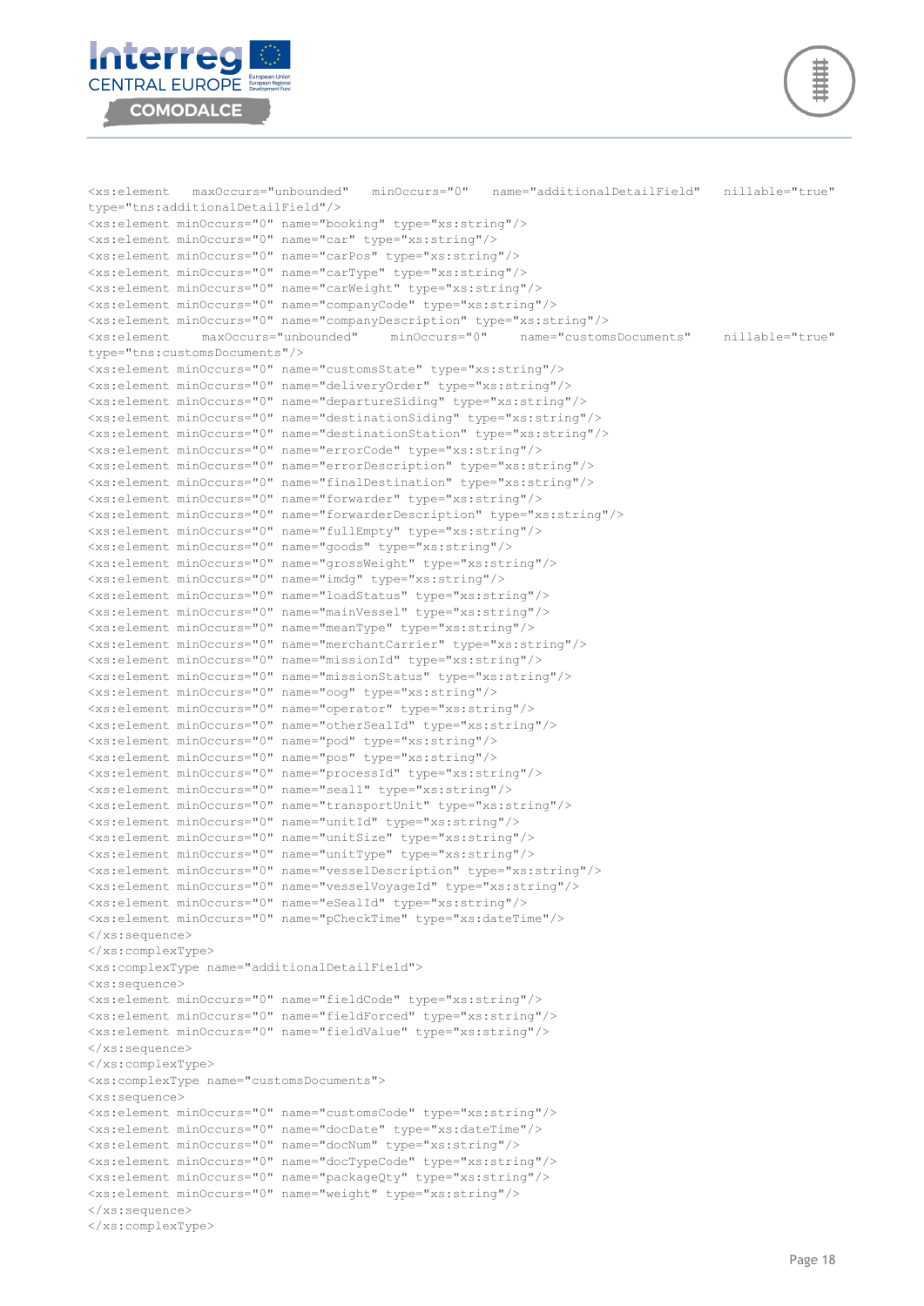```xml
<xs:element maxOccurs="unbounded" minOccurs="0" name="additionalDetailField" nillable="true" type="tns:additionalDetailField"/>
<xs:element minOccurs="0" name="booking" type="xs:string"/>
<xs:element minOccurs="0" name="car" type="xs:string"/>
<xs:element minOccurs="0" name="carPos" type="xs:string"/>
<xs:element minOccurs="0" name="carType" type="xs:string"/>
<xs:element minOccurs="0" name="carWeight" type="xs:string"/>
<xs:element minOccurs="0" name="companyCode" type="xs:string"/>
<xs:element minOccurs="0" name="companyDescription" type="xs:string"/>
<xs:element maxOccurs="unbounded" minOccurs="0" name="customsDocuments" nillable="true" type="tns:customsDocuments"/>
<xs:element minOccurs="0" name="customsState" type="xs:string"/>
<xs:element minOccurs="0" name="deliveryOrder" type="xs:string"/>
<xs:element minOccurs="0" name="departureSiding" type="xs:string"/>
<xs:element minOccurs="0" name="destinationSiding" type="xs:string"/>
<xs:element minOccurs="0" name="destinationStation" type="xs:string"/>
<xs:element minOccurs="0" name="errorCode" type="xs:string"/>
<xs:element minOccurs="0" name="errorDescription" type="xs:string"/>
<xs:element minOccurs="0" name="finalDestination" type="xs:string"/>
<xs:element minOccurs="0" name="forwarder" type="xs:string"/>
<xs:element minOccurs="0" name="forwarderDescription" type="xs:string"/>
<xs:element minOccurs="0" name="fullEmpty" type="xs:string"/>
<xs:element minOccurs="0" name="goods" type="xs:string"/>
<xs:element minOccurs="0" name="grossWeight" type="xs:string"/>
<xs:element minOccurs="0" name="imdg" type="xs:string"/>
<xs:element minOccurs="0" name="loadStatus" type="xs:string"/>
<xs:element minOccurs="0" name="mainVessel" type="xs:string"/>
<xs:element minOccurs="0" name="meanType" type="xs:string"/>
<xs:element minOccurs="0" name="merchantCarrier" type="xs:string"/>
<xs:element minOccurs="0" name="missionId" type="xs:string"/>
<xs:element minOccurs="0" name="missionStatus" type="xs:string"/>
<xs:element minOccurs="0" name="oog" type="xs:string"/>
<xs:element minOccurs="0" name="operator" type="xs:string"/>
<xs:element minOccurs="0" name="otherSealId" type="xs:string"/>
<xs:element minOccurs="0" name="pod" type="xs:string"/>
<xs:element minOccurs="0" name="pos" type="xs:string"/>
<xs:element minOccurs="0" name="processId" type="xs:string"/>
<xs:element minOccurs="0" name="seal1" type="xs:string"/>
<xs:element minOccurs="0" name="transportUnit" type="xs:string"/>
<xs:element minOccurs="0" name="unitId" type="xs:string"/>
<xs:element minOccurs="0" name="unitSize" type="xs:string"/>
<xs:element minOccurs="0" name="unitType" type="xs:string"/>
<xs:element minOccurs="0" name="vesselDescription" type="xs:string"/>
<xs:element minOccurs="0" name="vesselVoyageId" type="xs:string"/>
<xs:element minOccurs="0" name="eSealId" type="xs:string"/>
<xs:element minOccurs="0" name="pCheckTime" type="xs:dateTime"/>
</xs:sequence>
</xs:complexType>
<xs:complexType name="additionalDetailField">
<xs:sequence>
<xs:element minOccurs="0" name="fieldCode" type="xs:string"/>
<xs:element minOccurs="0" name="fieldForced" type="xs:string"/>
<xs:element minOccurs="0" name="fieldValue" type="xs:string"/>
</xs:sequence>
</xs:complexType>
<xs:complexType name="customsDocuments">
<xs:sequence>
<xs:element minOccurs="0" name="customsCode" type="xs:string"/>
<xs:element minOccurs="0" name="docDate" type="xs:dateTime"/>
<xs:element minOccurs="0" name="docNum" type="xs:string"/>
<xs:element minOccurs="0" name="docTypeCode" type="xs:string"/>
<xs:element minOccurs="0" name="packageQty" type="xs:string"/>
<xs:element minOccurs="0" name="weight" type="xs:string"/>
</xs:sequence>
</xs:complexType>
```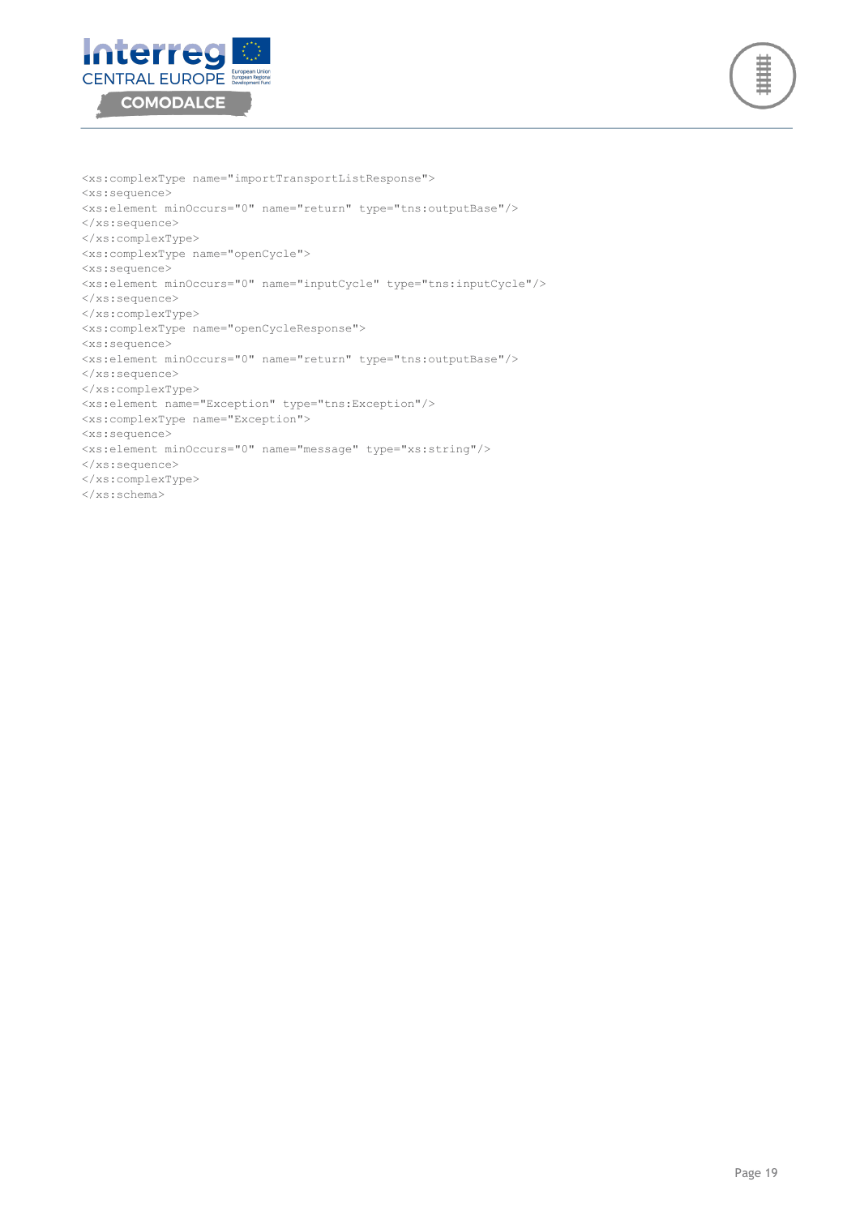```
<xs:complexType name="importTransportListResponse">
<xs:sequence>
<xs:element minOccurs="0" name="return" type="tns:outputBase"/>
</xs:sequence>
</xs:complexType>
<xs:complexType name="openCycle">
<xs:sequence>
<xs:element minOccurs="0" name="inputCycle" type="tns:inputCycle"/>
</xs:sequence>
</xs:complexType>
<xs:complexType name="openCycleResponse">
<xs:sequence>
<xs:element minOccurs="0" name="return" type="tns:outputBase"/>
</xs:sequence>
</xs:complexType>
<xs:element name="Exception" type="tns:Exception"/>
<xs:complexType name="Exception">
<xs:sequence>
<xs:element minOccurs="0" name="message" type="xs:string"/>
</xs:sequence>
</xs:complexType>
</xs:schema>
```